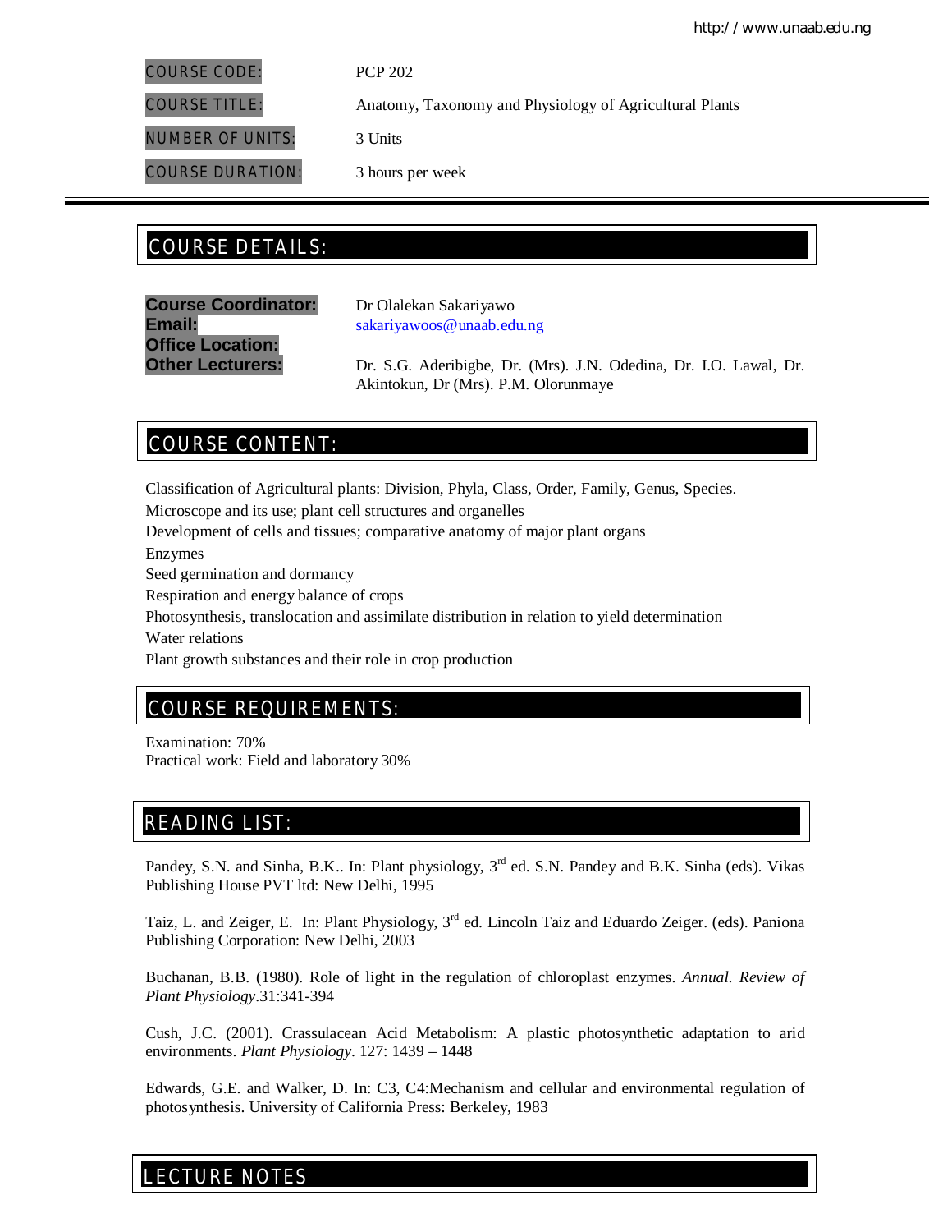| | |
|---|---|
| COURSE CODE: | PCP 202 |
| COURSE TITLE: | Anatomy, Taxonomy and Physiology of Agricultural Plants |
| NUMBER OF UNITS: | 3 Units |
| COURSE DURATION: | 3 hours per week |

## COURSE DETAILS:

**Course Coordinator:** Dr Olalekan Sakariyawo
**Email:** sakariyawoos@unaab.edu.ng
**Office Location:**
**Other Lecturers:** Dr. S.G. Aderibigbe, Dr. (Mrs). J.N. Odedina, Dr. I.O. Lawal, Dr. Akintokun, Dr (Mrs). P.M. Olorunmaye

## COURSE CONTENT:

Classification of Agricultural plants: Division, Phyla, Class, Order, Family, Genus, Species.
Microscope and its use; plant cell structures and organelles
Development of cells and tissues; comparative anatomy of major plant organs
Enzymes
Seed germination and dormancy
Respiration and energy balance of crops
Photosynthesis, translocation and assimilate distribution in relation to yield determination
Water relations
Plant growth substances and their role in crop production

## COURSE REQUIREMENTS:

Examination: 70%
Practical work: Field and laboratory 30%

## READING LIST:

Pandey, S.N. and Sinha, B.K.. In: Plant physiology, 3rd ed. S.N. Pandey and B.K. Sinha (eds). Vikas Publishing House PVT ltd: New Delhi, 1995

Taiz, L. and Zeiger, E. In: Plant Physiology, 3rd ed. Lincoln Taiz and Eduardo Zeiger. (eds). Paniona Publishing Corporation: New Delhi, 2003

Buchanan, B.B. (1980). Role of light in the regulation of chloroplast enzymes. *Annual. Review of Plant Physiology*.31:341-394

Cush, J.C. (2001). Crassulacean Acid Metabolism: A plastic photosynthetic adaptation to arid environments. *Plant Physiology*. 127: 1439 – 1448

Edwards, G.E. and Walker, D. In: C3, C4:Mechanism and cellular and environmental regulation of photosynthesis. University of California Press: Berkeley, 1983

## LECTURE NOTES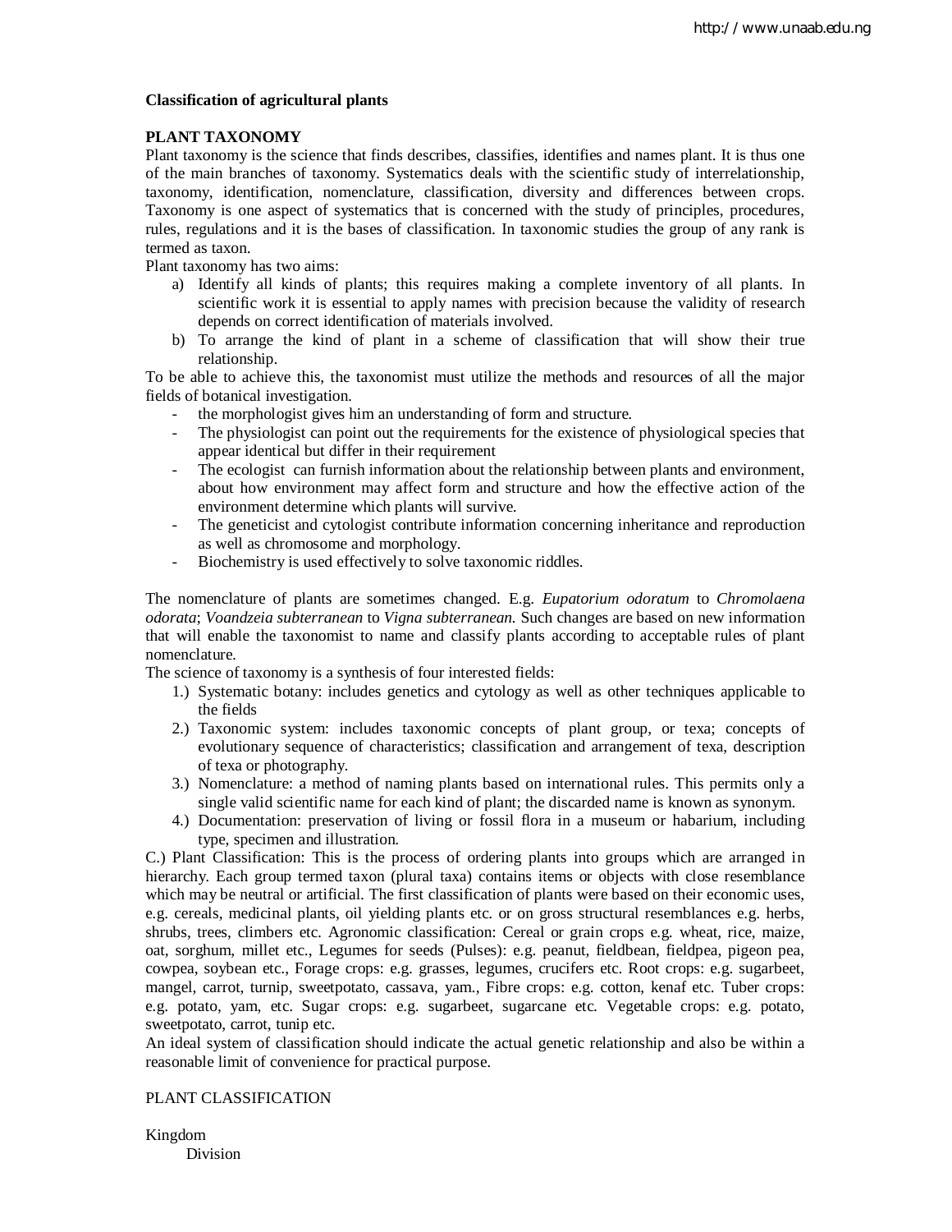**Classification of agricultural plants**

**PLANT TAXONOMY**

Plant taxonomy is the science that finds describes, classifies, identifies and names plant. It is thus one of the main branches of taxonomy. Systematics deals with the scientific study of interrelationship, taxonomy, identification, nomenclature, classification, diversity and differences between crops. Taxonomy is one aspect of systematics that is concerned with the study of principles, procedures, rules, regulations and it is the bases of classification. In taxonomic studies the group of any rank is termed as taxon.

Plant taxonomy has two aims:

a) Identify all kinds of plants; this requires making a complete inventory of all plants. In scientific work it is essential to apply names with precision because the validity of research depends on correct identification of materials involved.
b) To arrange the kind of plant in a scheme of classification that will show their true relationship.

To be able to achieve this, the taxonomist must utilize the methods and resources of all the major fields of botanical investigation.

- the morphologist gives him an understanding of form and structure.
- The physiologist can point out the requirements for the existence of physiological species that appear identical but differ in their requirement
- The ecologist can furnish information about the relationship between plants and environment, about how environment may affect form and structure and how the effective action of the environment determine which plants will survive.
- The geneticist and cytologist contribute information concerning inheritance and reproduction as well as chromosome and morphology.
- Biochemistry is used effectively to solve taxonomic riddles.

The nomenclature of plants are sometimes changed. E.g. *Eupatorium odoratum* to *Chromolaena odorata*; *Voandzeia subterranean* to *Vigna subterranean.* Such changes are based on new information that will enable the taxonomist to name and classify plants according to acceptable rules of plant nomenclature.

The science of taxonomy is a synthesis of four interested fields:

1.) Systematic botany: includes genetics and cytology as well as other techniques applicable to the fields
2.) Taxonomic system: includes taxonomic concepts of plant group, or texa; concepts of evolutionary sequence of characteristics; classification and arrangement of texa, description of texa or photography.
3.) Nomenclature: a method of naming plants based on international rules. This permits only a single valid scientific name for each kind of plant; the discarded name is known as synonym.
4.) Documentation: preservation of living or fossil flora in a museum or habarium, including type, specimen and illustration.

C.) Plant Classification: This is the process of ordering plants into groups which are arranged in hierarchy. Each group termed taxon (plural taxa) contains items or objects with close resemblance which may be neutral or artificial. The first classification of plants were based on their economic uses, e.g. cereals, medicinal plants, oil yielding plants etc. or on gross structural resemblances e.g. herbs, shrubs, trees, climbers etc. Agronomic classification: Cereal or grain crops e.g. wheat, rice, maize, oat, sorghum, millet etc., Legumes for seeds (Pulses): e.g. peanut, fieldbean, fieldpea, pigeon pea, cowpea, soybean etc., Forage crops: e.g. grasses, legumes, crucifers etc. Root crops: e.g. sugarbeet, mangel, carrot, turnip, sweetpotato, cassava, yam., Fibre crops: e.g. cotton, kenaf etc. Tuber crops: e.g. potato, yam, etc. Sugar crops: e.g. sugarbeet, sugarcane etc. Vegetable crops: e.g. potato, sweetpotato, carrot, tunip etc.

An ideal system of classification should indicate the actual genetic relationship and also be within a reasonable limit of convenience for practical purpose.

PLANT CLASSIFICATION

Kingdom
    Division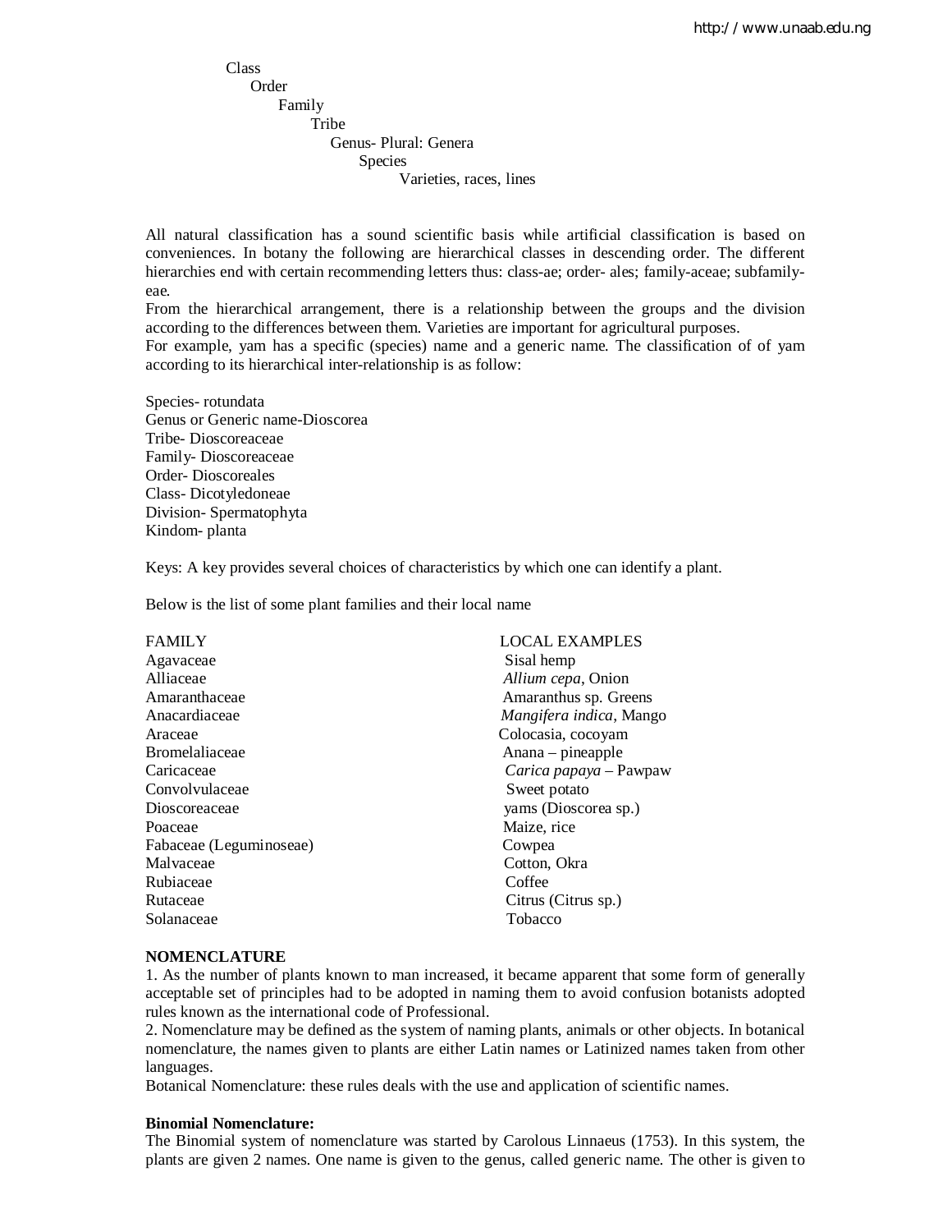Class
- Order
  - Family
    - Tribe
      - Genus- Plural: Genera
        - Species
          - Varieties, races, lines

All natural classification has a sound scientific basis while artificial classification is based on conveniences. In botany the following are hierarchical classes in descending order. The different hierarchies end with certain recommending letters thus: class-ae; order- ales; family-aceae; subfamily-eae.

From the hierarchical arrangement, there is a relationship between the groups and the division according to the differences between them. Varieties are important for agricultural purposes.

For example, yam has a specific (species) name and a generic name. The classification of of yam according to its hierarchical inter-relationship is as follow:

Species- rotundata
Genus or Generic name-Dioscorea
Tribe- Dioscoreaceae
Family- Dioscoreaceae
Order- Dioscoreales
Class- Dicotyledoneae
Division- Spermatophyta
Kindom- planta

Keys: A key provides several choices of characteristics by which one can identify a plant.

Below is the list of some plant families and their local name

| FAMILY | LOCAL EXAMPLES |
|---|---|
| Agavaceae | Sisal hemp |
| Alliaceae | *Allium cepa*, Onion |
| Amaranthaceae | Amaranthus sp. Greens |
| Anacardiaceae | *Mangifera indica*, Mango |
| Araceae | Colocasia, cocoyam |
| Bromelaliaceae | Anana – pineapple |
| Caricaceae | *Carica papaya* – Pawpaw |
| Convolvulaceae | Sweet potato |
| Dioscoreaceae | yams (Dioscorea sp.) |
| Poaceae | Maize, rice |
| Fabaceae (Leguminoseae) | Cowpea |
| Malvaceae | Cotton, Okra |
| Rubiaceae | Coffee |
| Rutaceae | Citrus (Citrus sp.) |
| Solanaceae | Tobacco |

**NOMENCLATURE**

1. As the number of plants known to man increased, it became apparent that some form of generally acceptable set of principles had to be adopted in naming them to avoid confusion botanists adopted rules known as the international code of Professional.
2. Nomenclature may be defined as the system of naming plants, animals or other objects. In botanical nomenclature, the names given to plants are either Latin names or Latinized names taken from other languages.

Botanical Nomenclature: these rules deals with the use and application of scientific names.

**Binomial Nomenclature:**

The Binomial system of nomenclature was started by Carolous Linnaeus (1753). In this system, the plants are given 2 names. One name is given to the genus, called generic name. The other is given to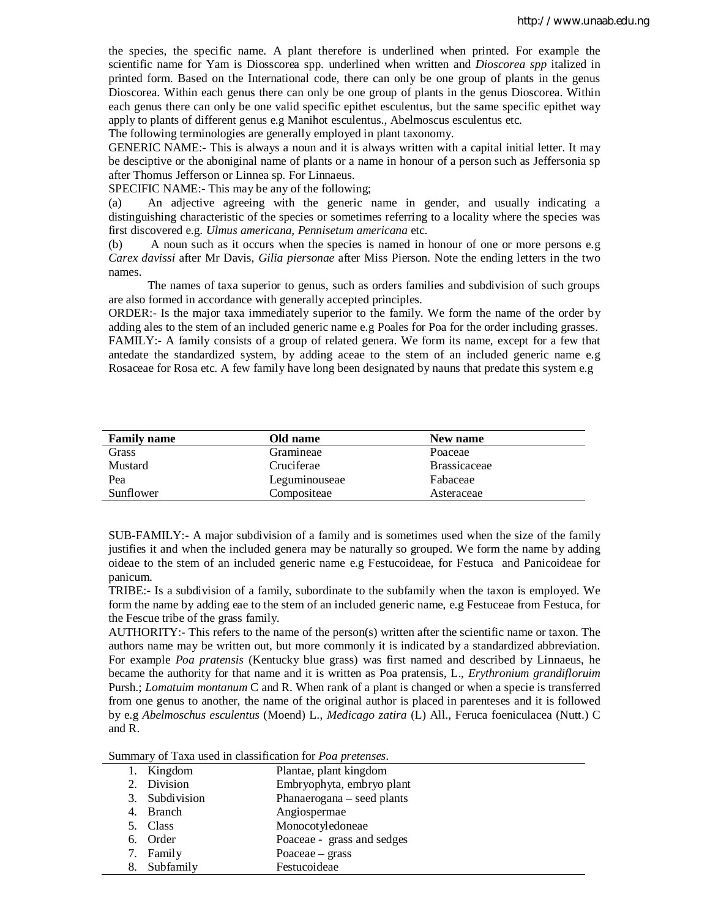the species, the specific name. A plant therefore is underlined when printed. For example the scientific name for Yam is Diosscorea spp. underlined when written and *Dioscorea spp* italized in printed form. Based on the International code, there can only be one group of plants in the genus Dioscorea. Within each genus there can only be one group of plants in the genus Dioscorea. Within each genus there can only be one valid specific epithet esculentus, but the same specific epithet way apply to plants of different genus e.g Manihot esculentus., Abelmoscus esculentus etc.

The following terminologies are generally employed in plant taxonomy.

GENERIC NAME:- This is always a noun and it is always written with a capital initial letter. It may be desciptive or the aboniginal name of plants or a name in honour of a person such as Jeffersonia sp after Thomus Jefferson or Linnea sp. For Linnaeus.

SPECIFIC NAME:- This may be any of the following;

(a) An adjective agreeing with the generic name in gender, and usually indicating a distinguishing characteristic of the species or sometimes referring to a locality where the species was first discovered e.g. *Ulmus americana*, *Pennisetum americana* etc.

(b) A noun such as it occurs when the species is named in honour of one or more persons e.g *Carex davissi* after Mr Davis, *Gilia piersonae* after Miss Pierson. Note the ending letters in the two names.

The names of taxa superior to genus, such as orders families and subdivision of such groups are also formed in accordance with generally accepted principles.

ORDER:- Is the major taxa immediately superior to the family. We form the name of the order by adding ales to the stem of an included generic name e.g Poales for Poa for the order including grasses.

FAMILY:- A family consists of a group of related genera. We form its name, except for a few that antedate the standardized system, by adding aceae to the stem of an included generic name e.g Rosaceae for Rosa etc. A few family have long been designated by nauns that predate this system e.g

| Family name | Old name | New name |
|---|---|---|
| Grass | Gramineae | Poaceae |
| Mustard | Cruciferae | Brassicaceae |
| Pea | Leguminouseae | Fabaceae |
| Sunflower | Compositeae | Asteraceae |

SUB-FAMILY:- A major subdivision of a family and is sometimes used when the size of the family justifies it and when the included genera may be naturally so grouped. We form the name by adding oideae to the stem of an included generic name e.g Festucoideae, for Festuca and Panicoideae for panicum.

TRIBE:- Is a subdivision of a family, subordinate to the subfamily when the taxon is employed. We form the name by adding eae to the stem of an included generic name, e.g Festuceae from Festuca, for the Fescue tribe of the grass family.

AUTHORITY:- This refers to the name of the person(s) written after the scientific name or taxon. The authors name may be written out, but more commonly it is indicated by a standardized abbreviation. For example *Poa pratensis* (Kentucky blue grass) was first named and described by Linnaeus, he became the authority for that name and it is written as Poa pratensis, L., *Erythronium grandifloruim* Pursh.; *Lomatuim montanum* C and R. When rank of a plant is changed or when a specie is transferred from one genus to another, the name of the original author is placed in parenteses and it is followed by e.g *Abelmoschus esculentus* (Moend) L., *Medicago zatira* (L) All., Feruca foeniculacea (Nutt.) C and R.

Summary of Taxa used in classification for *Poa pretenses*.

| | |
|---|---|
| 1. Kingdom | Plantae, plant kingdom |
| 2. Division | Embryophyta, embryo plant |
| 3. Subdivision | Phanaerogana – seed plants |
| 4. Branch | Angiospermae |
| 5. Class | Monocotyledoneae |
| 6. Order | Poaceae - grass and sedges |
| 7. Family | Poaceae – grass |
| 8. Subfamily | Festucoideae |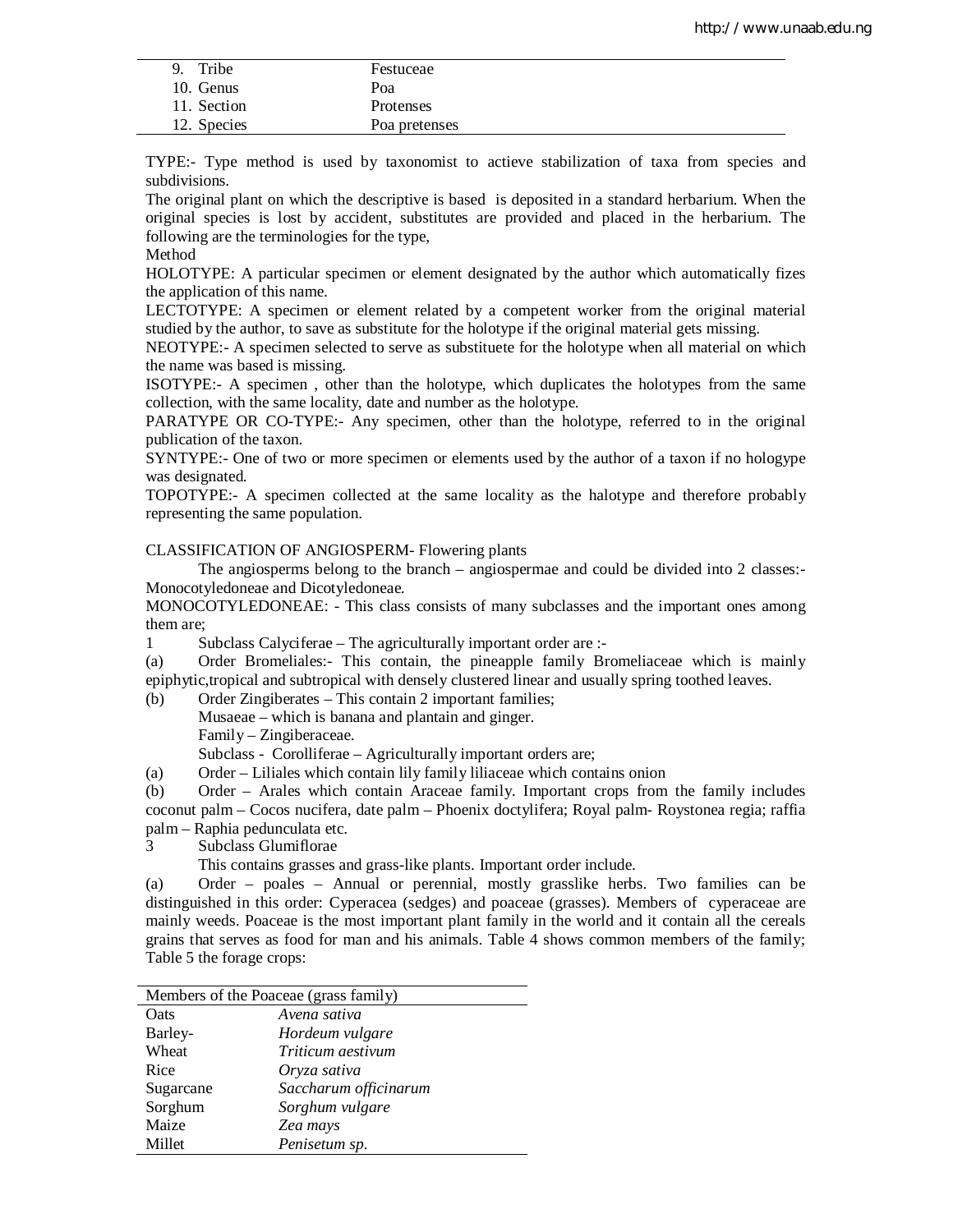| | |
|---|---|
| 9. Tribe | Festuceae |
| 10. Genus | Poa |
| 11. Section | Protenses |
| 12. Species | Poa pretenses |

TYPE:- Type method is used by taxonomist to actieve stabilization of taxa from species and subdivisions.

The original plant on which the descriptive is based is deposited in a standard herbarium. When the original species is lost by accident, substitutes are provided and placed in the herbarium. The following are the terminologies for the type,

Method

HOLOTYPE: A particular specimen or element designated by the author which automatically fizes the application of this name.

LECTOTYPE: A specimen or element related by a competent worker from the original material studied by the author, to save as substitute for the holotype if the original material gets missing.

NEOTYPE:- A specimen selected to serve as substituete for the holotype when all material on which the name was based is missing.

ISOTYPE:- A specimen , other than the holotype, which duplicates the holotypes from the same collection, with the same locality, date and number as the holotype.

PARATYPE OR CO-TYPE:- Any specimen, other than the holotype, referred to in the original publication of the taxon.

SYNTYPE:- One of two or more specimen or elements used by the author of a taxon if no hologype was designated.

TOPOTYPE:- A specimen collected at the same locality as the halotype and therefore probably representing the same population.

CLASSIFICATION OF ANGIOSPERM- Flowering plants

The angiosperms belong to the branch – angiospermae and could be divided into 2 classes:- Monocotyledoneae and Dicotyledoneae.

MONOCOTYLEDONEAE: - This class consists of many subclasses and the important ones among them are;

1 Subclass Calyciferae – The agriculturally important order are :-

(a) Order Bromeliales:- This contain, the pineapple family Bromeliaceae which is mainly epiphytic,tropical and subtropical with densely clustered linear and usually spring toothed leaves.

(b) Order Zingiberates – This contain 2 important families;

Musaeae – which is banana and plantain and ginger.

Family – Zingiberaceae.

Subclass - Corolliferae – Agriculturally important orders are;

(a) Order – Liliales which contain lily family liliaceae which contains onion

(b) Order – Arales which contain Araceae family. Important crops from the family includes coconut palm – Cocos nucifera, date palm – Phoenix doctylifera; Royal palm- Roystonea regia; raffia palm – Raphia pedunculata etc.

3 Subclass Glumiflorae

This contains grasses and grass-like plants. Important order include.

(a) Order – poales – Annual or perennial, mostly grasslike herbs. Two families can be distinguished in this order: Cyperacea (sedges) and poaceae (grasses). Members of cyperaceae are mainly weeds. Poaceae is the most important plant family in the world and it contain all the cereals grains that serves as food for man and his animals. Table 4 shows common members of the family; Table 5 the forage crops:

| Members of the Poaceae (grass family) | |
|---|---|
| Oats | *Avena sativa* |
| Barley- | *Hordeum vulgare* |
| Wheat | *Triticum aestivum* |
| Rice | *Oryza sativa* |
| Sugarcane | *Saccharum officinarum* |
| Sorghum | *Sorghum vulgare* |
| Maize | *Zea mays* |
| Millet | *Penisetum sp.* |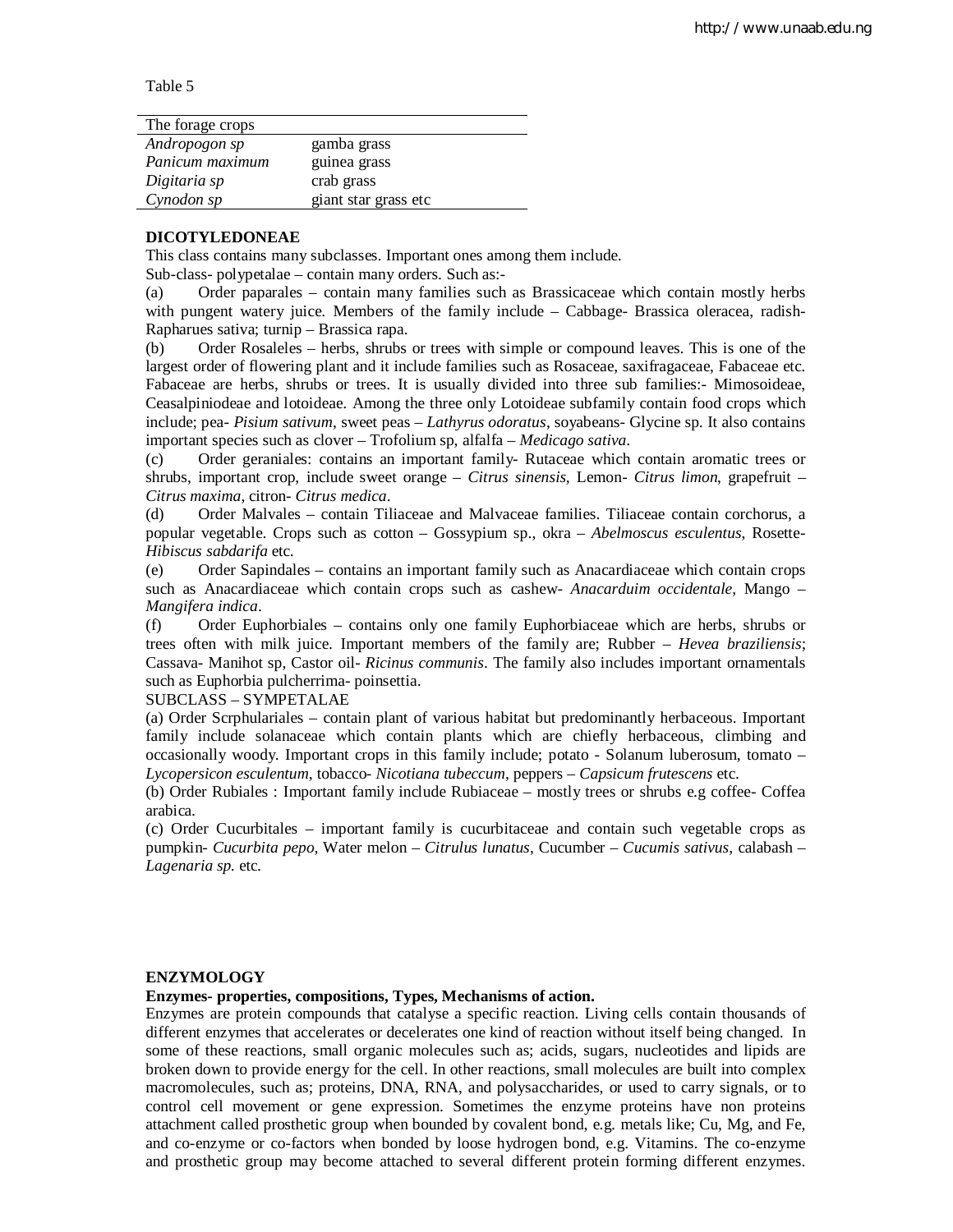Table 5

| The forage crops | |
|---|---|
| *Andropogon sp* | gamba grass |
| *Panicum maximum* | guinea grass |
| *Digitaria sp* | crab grass |
| *Cynodon sp* | giant star grass etc |

**DICOTYLEDONEAE**

This class contains many subclasses. Important ones among them include.

Sub-class- polypetalae – contain many orders. Such as:-

(a) Order paparales – contain many families such as Brassicaceae which contain mostly herbs with pungent watery juice. Members of the family include – Cabbage- Brassica oleracea, radish- Rapharues sativa; turnip – Brassica rapa.

(b) Order Rosaleles – herbs, shrubs or trees with simple or compound leaves. This is one of the largest order of flowering plant and it include families such as Rosaceae, saxifragaceae, Fabaceae etc. Fabaceae are herbs, shrubs or trees. It is usually divided into three sub families:- Mimosoideae, Ceasalpiniodeae and lotoideae. Among the three only Lotoideae subfamily contain food crops which include; pea- *Pisium sativum*, sweet peas – *Lathyrus odoratus*, soyabeans- Glycine sp. It also contains important species such as clover – Trofolium sp, alfalfa – *Medicago sativa*.

(c) Order geraniales: contains an important family- Rutaceae which contain aromatic trees or shrubs, important crop, include sweet orange – *Citrus sinensis*, Lemon- *Citrus limon*, grapefruit – *Citrus maxima*, citron- *Citrus medica*.

(d) Order Malvales – contain Tiliaceae and Malvaceae families. Tiliaceae contain corchorus, a popular vegetable. Crops such as cotton – Gossypium sp., okra – *Abelmoscus esculentus*, Rosette- *Hibiscus sabdarifa* etc.

(e) Order Sapindales – contains an important family such as Anacardiaceae which contain crops such as Anacardiaceae which contain crops such as cashew- *Anacarduim occidentale*, Mango – *Mangifera indica*.

(f) Order Euphorbiales – contains only one family Euphorbiaceae which are herbs, shrubs or trees often with milk juice. Important members of the family are; Rubber – *Hevea braziliensis*; Cassava- Manihot sp, Castor oil- *Ricinus communis*. The family also includes important ornamentals such as Euphorbia pulcherrima- poinsettia.

SUBCLASS – SYMPETALAE

(a) Order Scrphulariales – contain plant of various habitat but predominantly herbaceous. Important family include solanaceae which contain plants which are chiefly herbaceous, climbing and occasionally woody. Important crops in this family include; potato - Solanum luberosum, tomato – *Lycopersicon esculentum*, tobacco- *Nicotiana tubeccum*, peppers – *Capsicum frutescens* etc.

(b) Order Rubiales : Important family include Rubiaceae – mostly trees or shrubs e.g coffee- Coffea arabica.

(c) Order Cucurbitales – important family is cucurbitaceae and contain such vegetable crops as pumpkin- *Cucurbita pepo*, Water melon – *Citrulus lunatus*, Cucumber – *Cucumis sativus*, calabash – *Lagenaria sp.* etc.

**ENZYMOLOGY**

**Enzymes- properties, compositions, Types, Mechanisms of action.**

Enzymes are protein compounds that catalyse a specific reaction. Living cells contain thousands of different enzymes that accelerates or decelerates one kind of reaction without itself being changed. In some of these reactions, small organic molecules such as; acids, sugars, nucleotides and lipids are broken down to provide energy for the cell. In other reactions, small molecules are built into complex macromolecules, such as; proteins, DNA, RNA, and polysaccharides, or used to carry signals, or to control cell movement or gene expression. Sometimes the enzyme proteins have non proteins attachment called prosthetic group when bounded by covalent bond, e.g. metals like; Cu, Mg, and Fe, and co-enzyme or co-factors when bonded by loose hydrogen bond, e.g. Vitamins. The co-enzyme and prosthetic group may become attached to several different protein forming different enzymes.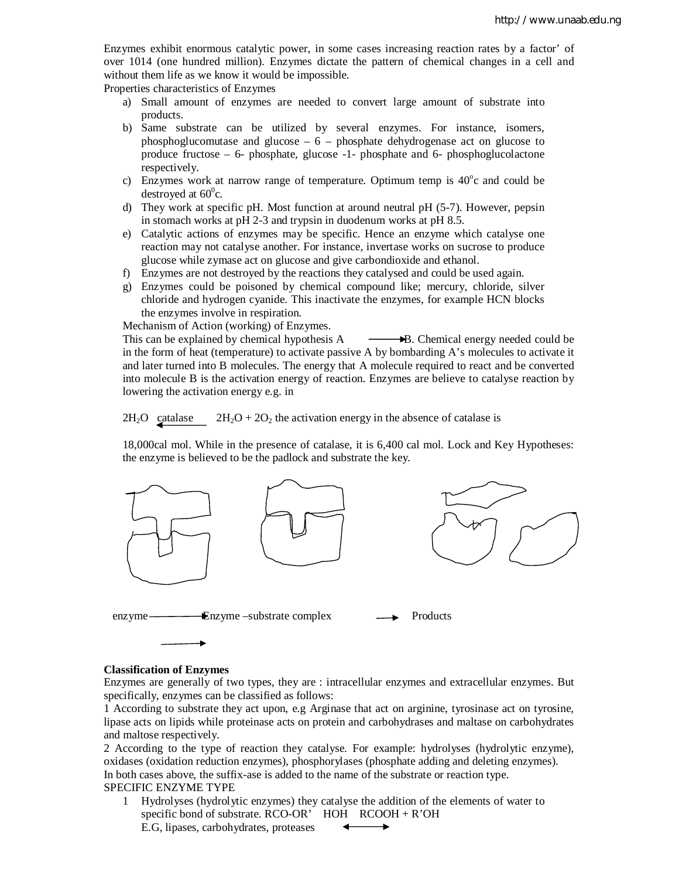Enzymes exhibit enormous catalytic power, in some cases increasing reaction rates by a factor' of over 1014 (one hundred million). Enzymes dictate the pattern of chemical changes in a cell and without them life as we know it would be impossible.

Properties characteristics of Enzymes

a) Small amount of enzymes are needed to convert large amount of substrate into products.
b) Same substrate can be utilized by several enzymes. For instance, isomers, phosphoglucomutase and glucose – 6 – phosphate dehydrogenase act on glucose to produce fructose – 6- phosphate, glucose -1- phosphate and 6- phosphoglucolactone respectively.
c) Enzymes work at narrow range of temperature. Optimum temp is $40^oc$ and could be destroyed at $60^0c$.
d) They work at specific pH. Most function at around neutral pH (5-7). However, pepsin in stomach works at pH 2-3 and trypsin in duodenum works at pH 8.5.
e) Catalytic actions of enzymes may be specific. Hence an enzyme which catalyse one reaction may not catalyse another. For instance, invertase works on sucrose to produce glucose while zymase act on glucose and give carbondioxide and ethanol.
f) Enzymes are not destroyed by the reactions they catalysed and could be used again.
g) Enzymes could be poisoned by chemical compound like; mercury, chloride, silver chloride and hydrogen cyanide. This inactivate the enzymes, for example HCN blocks the enzymes involve in respiration.

Mechanism of Action (working) of Enzymes.

This can be explained by chemical hypothesis A $\longrightarrow$ B. Chemical energy needed could be in the form of heat (temperature) to activate passive A by bombarding A's molecules to activate it and later turned into B molecules. The energy that A molecule required to react and be converted into molecule B is the activation energy of reaction. Enzymes are believe to catalyse reaction by lowering the activation energy e.g. in

$2H_2O$ catalase $\longleftarrow$ $2H_2O + 2O_2$ the activation energy in the absence of catalase is

18,000cal mol. While in the presence of catalase, it is 6,400 cal mol. Lock and Key Hypotheses: the enzyme is believed to be the padlock and substrate the key.

enzyme $\longrightarrow$ Enzyme –substrate complex $\longrightarrow$ Products

**Classification of Enzymes**

Enzymes are generally of two types, they are : intracellular enzymes and extracellular enzymes. But specifically, enzymes can be classified as follows:

1 According to substrate they act upon, e.g Arginase that act on arginine, tyrosinase act on tyrosine, lipase acts on lipids while proteinase acts on protein and carbohydrases and maltase on carbohydrates and maltose respectively.

2 According to the type of reaction they catalyse. For example: hydrolyses (hydrolytic enzyme), oxidases (oxidation reduction enzymes), phosphorylases (phosphate adding and deleting enzymes).

In both cases above, the suffix-ase is added to the name of the substrate or reaction type.

SPECIFIC ENZYME TYPE

1 Hydrolyses (hydrolytic enzymes) they catalyse the addition of the elements of water to specific bond of substrate. RCO-OR' HOH $\longleftrightarrow$ RCOOH + R'OH

E.G, lipases, carbohydrates, proteases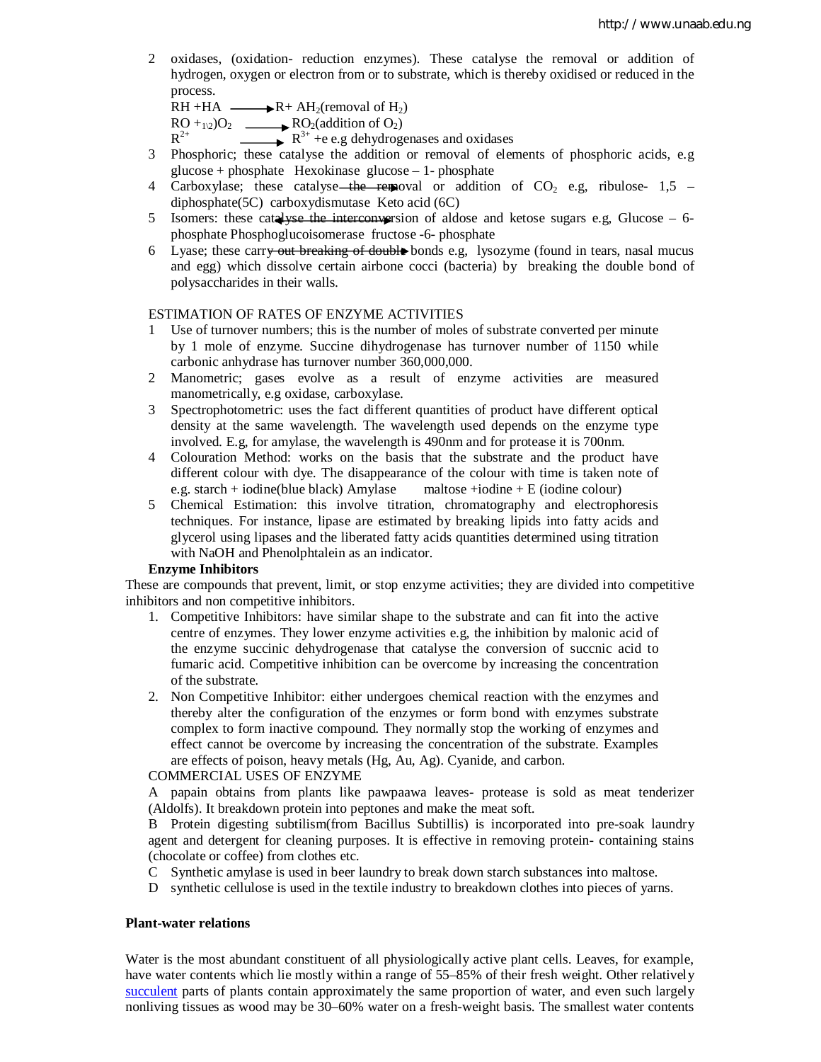2 oxidases, (oxidation- reduction enzymes). These catalyse the removal or addition of hydrogen, oxygen or electron from or to substrate, which is thereby oxidised or reduced in the process.

$RH + HA \longrightarrow R + AH_2$(removal of $H_2$)

$RO + _{1\backslash 2})O_2 \longrightarrow RO_2$(addition of $O_2$)

$R^{2+} \longrightarrow R^{3+}$ +e e.g dehydrogenases and oxidases

3 Phosphoric; these catalyse the addition or removal of elements of phosphoric acids, e.g glucose + phosphate Hexokinase glucose – 1- phosphate

4 Carboxylase; these catalyse the removal or addition of $CO_2$ e.g, ribulose- 1,5 – diphosphate(5C) carboxydismutase Keto acid (6C)

5 Isomers: these catalyse the interconversion of aldose and ketose sugars e.g, Glucose – 6- phosphate Phosphoglucoisomerase fructose -6- phosphate

6 Lyase; these carry out breaking of double bonds e.g, lysozyme (found in tears, nasal mucus and egg) which dissolve certain airbone cocci (bacteria) by breaking the double bond of polysaccharides in their walls.

ESTIMATION OF RATES OF ENZYME ACTIVITIES

1 Use of turnover numbers; this is the number of moles of substrate converted per minute by 1 mole of enzyme. Succine dihydrogenase has turnover number of 1150 while carbonic anhydrase has turnover number 360,000,000.

2 Manometric; gases evolve as a result of enzyme activities are measured manometrically, e.g oxidase, carboxylase.

3 Spectrophotometric: uses the fact different quantities of product have different optical density at the same wavelength. The wavelength used depends on the enzyme type involved. E.g, for amylase, the wavelength is 490nm and for protease it is 700nm.

4 Colouration Method: works on the basis that the substrate and the product have different colour with dye. The disappearance of the colour with time is taken note of e.g. starch + iodine(blue black) Amylase maltose +iodine + E (iodine colour)

5 Chemical Estimation: this involve titration, chromatography and electrophoresis techniques. For instance, lipase are estimated by breaking lipids into fatty acids and glycerol using lipases and the liberated fatty acids quantities determined using titration with NaOH and Phenolphtalein as an indicator.

**Enzyme Inhibitors**

These are compounds that prevent, limit, or stop enzyme activities; they are divided into competitive inhibitors and non competitive inhibitors.

1. Competitive Inhibitors: have similar shape to the substrate and can fit into the active centre of enzymes. They lower enzyme activities e.g, the inhibition by malonic acid of the enzyme succinic dehydrogenase that catalyse the conversion of succnic acid to fumaric acid. Competitive inhibition can be overcome by increasing the concentration of the substrate.
2. Non Competitive Inhibitor: either undergoes chemical reaction with the enzymes and thereby alter the configuration of the enzymes or form bond with enzymes substrate complex to form inactive compound. They normally stop the working of enzymes and effect cannot be overcome by increasing the concentration of the substrate. Examples are effects of poison, heavy metals (Hg, Au, Ag). Cyanide, and carbon.

COMMERCIAL USES OF ENZYME

A papain obtains from plants like pawpaawa leaves- protease is sold as meat tenderizer (Aldolfs). It breakdown protein into peptones and make the meat soft.

B Protein digesting subtilism(from Bacillus Subtillis) is incorporated into pre-soak laundry agent and detergent for cleaning purposes. It is effective in removing protein- containing stains (chocolate or coffee) from clothes etc.

C Synthetic amylase is used in beer laundry to break down starch substances into maltose.

D synthetic cellulose is used in the textile industry to breakdown clothes into pieces of yarns.

**Plant-water relations**

Water is the most abundant constituent of all physiologically active plant cells. Leaves, for example, have water contents which lie mostly within a range of 55–85% of their fresh weight. Other relatively succulent parts of plants contain approximately the same proportion of water, and even such largely nonliving tissues as wood may be 30–60% water on a fresh-weight basis. The smallest water contents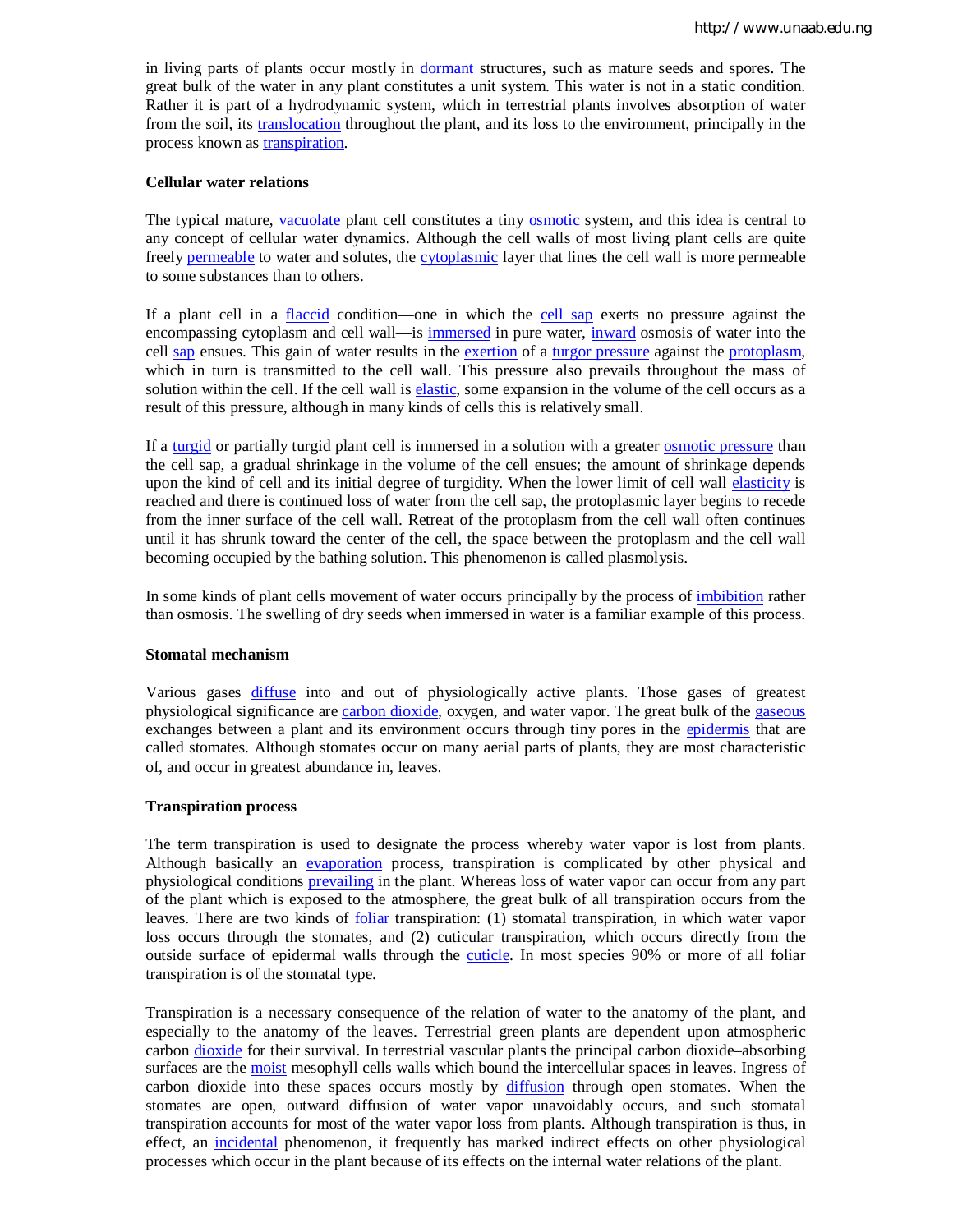in living parts of plants occur mostly in dormant structures, such as mature seeds and spores. The great bulk of the water in any plant constitutes a unit system. This water is not in a static condition. Rather it is part of a hydrodynamic system, which in terrestrial plants involves absorption of water from the soil, its translocation throughout the plant, and its loss to the environment, principally in the process known as transpiration.

### Cellular water relations

The typical mature, vacuolate plant cell constitutes a tiny osmotic system, and this idea is central to any concept of cellular water dynamics. Although the cell walls of most living plant cells are quite freely permeable to water and solutes, the cytoplasmic layer that lines the cell wall is more permeable to some substances than to others.

If a plant cell in a flaccid condition—one in which the cell sap exerts no pressure against the encompassing cytoplasm and cell wall—is immersed in pure water, inward osmosis of water into the cell sap ensues. This gain of water results in the exertion of a turgor pressure against the protoplasm, which in turn is transmitted to the cell wall. This pressure also prevails throughout the mass of solution within the cell. If the cell wall is elastic, some expansion in the volume of the cell occurs as a result of this pressure, although in many kinds of cells this is relatively small.

If a turgid or partially turgid plant cell is immersed in a solution with a greater osmotic pressure than the cell sap, a gradual shrinkage in the volume of the cell ensues; the amount of shrinkage depends upon the kind of cell and its initial degree of turgidity. When the lower limit of cell wall elasticity is reached and there is continued loss of water from the cell sap, the protoplasmic layer begins to recede from the inner surface of the cell wall. Retreat of the protoplasm from the cell wall often continues until it has shrunk toward the center of the cell, the space between the protoplasm and the cell wall becoming occupied by the bathing solution. This phenomenon is called plasmolysis.

In some kinds of plant cells movement of water occurs principally by the process of imbibition rather than osmosis. The swelling of dry seeds when immersed in water is a familiar example of this process.

### Stomatal mechanism

Various gases diffuse into and out of physiologically active plants. Those gases of greatest physiological significance are carbon dioxide, oxygen, and water vapor. The great bulk of the gaseous exchanges between a plant and its environment occurs through tiny pores in the epidermis that are called stomates. Although stomates occur on many aerial parts of plants, they are most characteristic of, and occur in greatest abundance in, leaves.

### Transpiration process

The term transpiration is used to designate the process whereby water vapor is lost from plants. Although basically an evaporation process, transpiration is complicated by other physical and physiological conditions prevailing in the plant. Whereas loss of water vapor can occur from any part of the plant which is exposed to the atmosphere, the great bulk of all transpiration occurs from the leaves. There are two kinds of foliar transpiration: (1) stomatal transpiration, in which water vapor loss occurs through the stomates, and (2) cuticular transpiration, which occurs directly from the outside surface of epidermal walls through the cuticle. In most species 90% or more of all foliar transpiration is of the stomatal type.

Transpiration is a necessary consequence of the relation of water to the anatomy of the plant, and especially to the anatomy of the leaves. Terrestrial green plants are dependent upon atmospheric carbon dioxide for their survival. In terrestrial vascular plants the principal carbon dioxide–absorbing surfaces are the moist mesophyll cells walls which bound the intercellular spaces in leaves. Ingress of carbon dioxide into these spaces occurs mostly by diffusion through open stomates. When the stomates are open, outward diffusion of water vapor unavoidably occurs, and such stomatal transpiration accounts for most of the water vapor loss from plants. Although transpiration is thus, in effect, an incidental phenomenon, it frequently has marked indirect effects on other physiological processes which occur in the plant because of its effects on the internal water relations of the plant.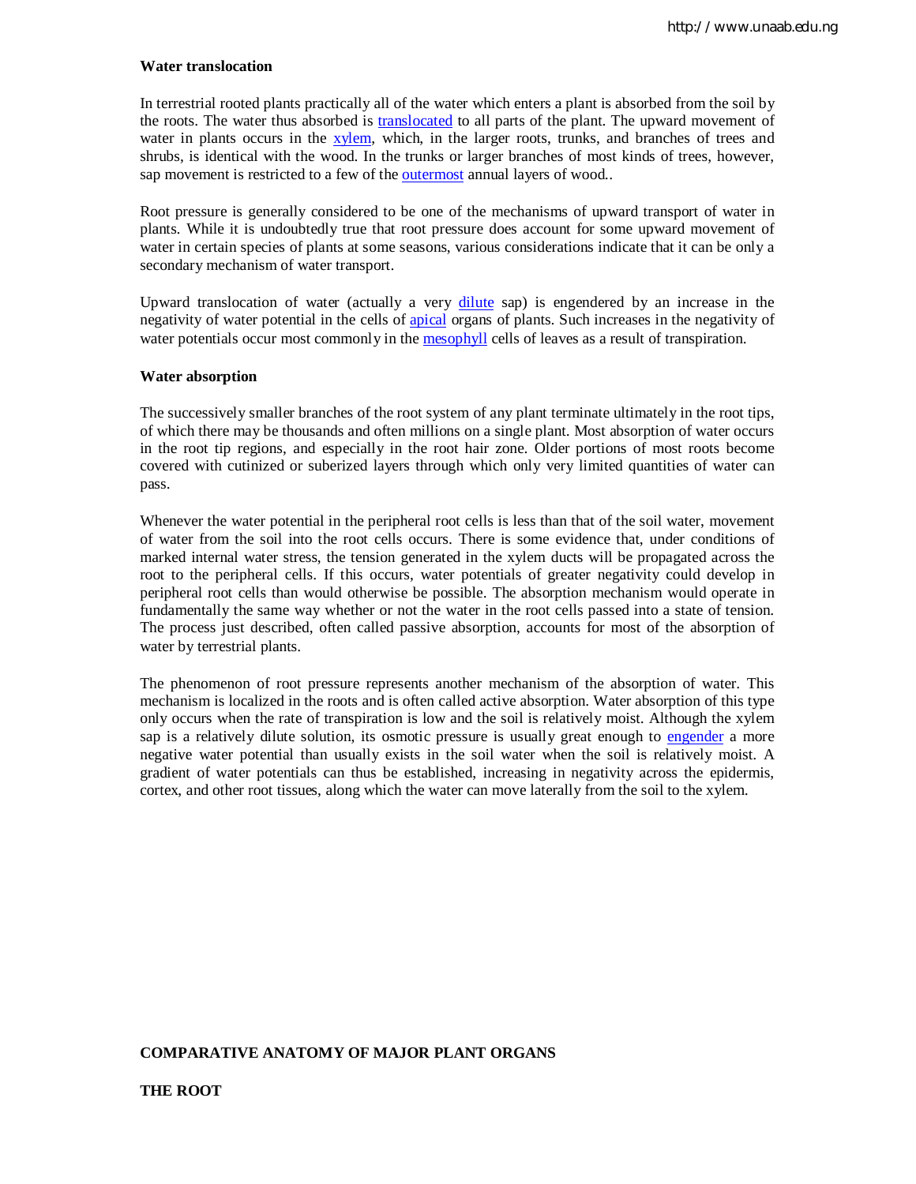### Water translocation

In terrestrial rooted plants practically all of the water which enters a plant is absorbed from the soil by the roots. The water thus absorbed is translocated to all parts of the plant. The upward movement of water in plants occurs in the xylem, which, in the larger roots, trunks, and branches of trees and shrubs, is identical with the wood. In the trunks or larger branches of most kinds of trees, however, sap movement is restricted to a few of the outermost annual layers of wood..

Root pressure is generally considered to be one of the mechanisms of upward transport of water in plants. While it is undoubtedly true that root pressure does account for some upward movement of water in certain species of plants at some seasons, various considerations indicate that it can be only a secondary mechanism of water transport.

Upward translocation of water (actually a very dilute sap) is engendered by an increase in the negativity of water potential in the cells of apical organs of plants. Such increases in the negativity of water potentials occur most commonly in the mesophyll cells of leaves as a result of transpiration.

### Water absorption

The successively smaller branches of the root system of any plant terminate ultimately in the root tips, of which there may be thousands and often millions on a single plant. Most absorption of water occurs in the root tip regions, and especially in the root hair zone. Older portions of most roots become covered with cutinized or suberized layers through which only very limited quantities of water can pass.

Whenever the water potential in the peripheral root cells is less than that of the soil water, movement of water from the soil into the root cells occurs. There is some evidence that, under conditions of marked internal water stress, the tension generated in the xylem ducts will be propagated across the root to the peripheral cells. If this occurs, water potentials of greater negativity could develop in peripheral root cells than would otherwise be possible. The absorption mechanism would operate in fundamentally the same way whether or not the water in the root cells passed into a state of tension. The process just described, often called passive absorption, accounts for most of the absorption of water by terrestrial plants.

The phenomenon of root pressure represents another mechanism of the absorption of water. This mechanism is localized in the roots and is often called active absorption. Water absorption of this type only occurs when the rate of transpiration is low and the soil is relatively moist. Although the xylem sap is a relatively dilute solution, its osmotic pressure is usually great enough to engender a more negative water potential than usually exists in the soil water when the soil is relatively moist. A gradient of water potentials can thus be established, increasing in negativity across the epidermis, cortex, and other root tissues, along which the water can move laterally from the soil to the xylem.

## COMPARATIVE ANATOMY OF MAJOR PLANT ORGANS

### THE ROOT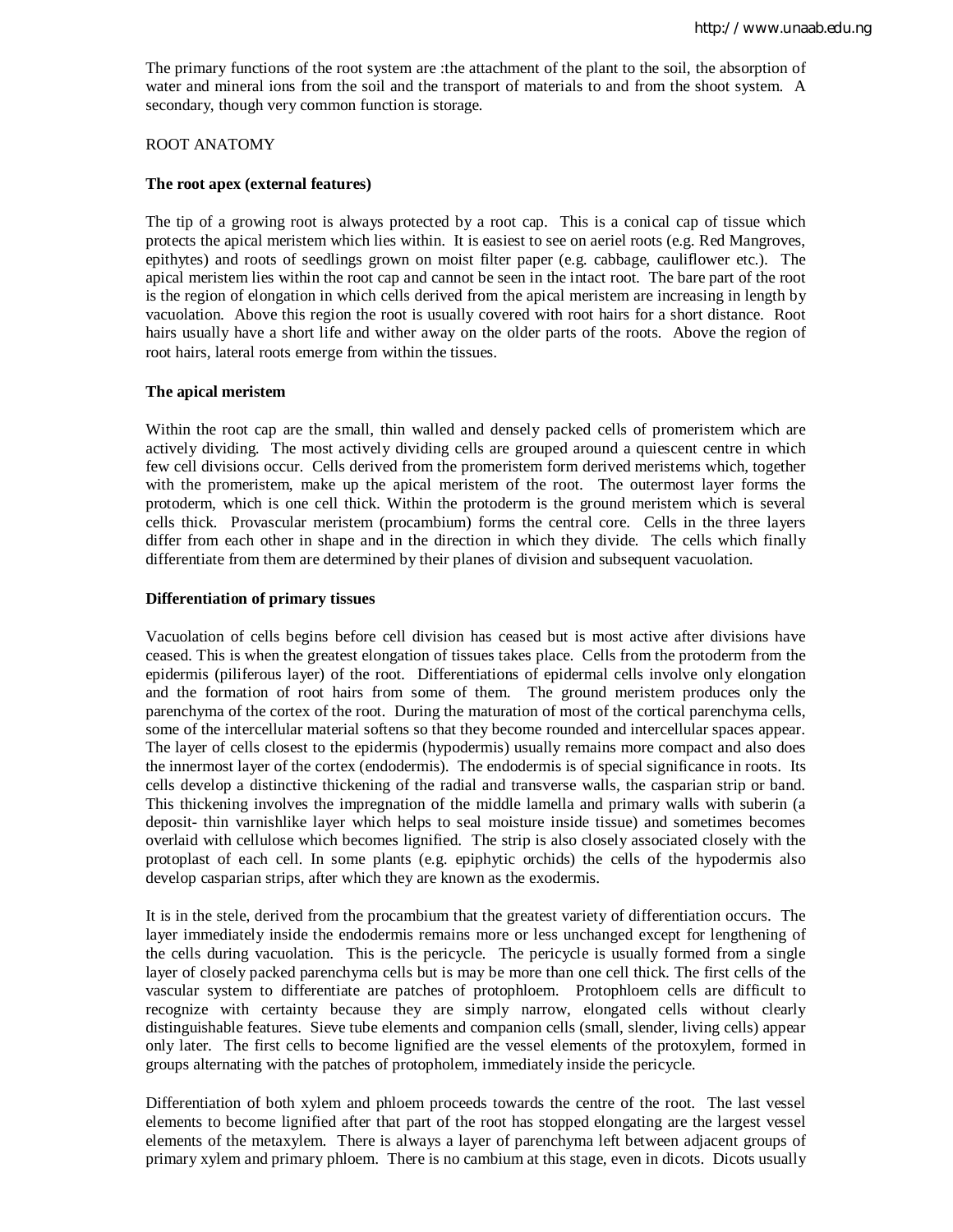The primary functions of the root system are :the attachment of the plant to the soil, the absorption of water and mineral ions from the soil and the transport of materials to and from the shoot system. A secondary, though very common function is storage.

ROOT ANATOMY

**The root apex (external features)**

The tip of a growing root is always protected by a root cap. This is a conical cap of tissue which protects the apical meristem which lies within. It is easiest to see on aeriel roots (e.g. Red Mangroves, epithytes) and roots of seedlings grown on moist filter paper (e.g. cabbage, cauliflower etc.). The apical meristem lies within the root cap and cannot be seen in the intact root. The bare part of the root is the region of elongation in which cells derived from the apical meristem are increasing in length by vacuolation. Above this region the root is usually covered with root hairs for a short distance. Root hairs usually have a short life and wither away on the older parts of the roots. Above the region of root hairs, lateral roots emerge from within the tissues.

**The apical meristem**

Within the root cap are the small, thin walled and densely packed cells of promeristem which are actively dividing. The most actively dividing cells are grouped around a quiescent centre in which few cell divisions occur. Cells derived from the promeristem form derived meristems which, together with the promeristem, make up the apical meristem of the root. The outermost layer forms the protoderm, which is one cell thick. Within the protoderm is the ground meristem which is several cells thick. Provascular meristem (procambium) forms the central core. Cells in the three layers differ from each other in shape and in the direction in which they divide. The cells which finally differentiate from them are determined by their planes of division and subsequent vacuolation.

**Differentiation of primary tissues**

Vacuolation of cells begins before cell division has ceased but is most active after divisions have ceased. This is when the greatest elongation of tissues takes place. Cells from the protoderm from the epidermis (piliferous layer) of the root. Differentiations of epidermal cells involve only elongation and the formation of root hairs from some of them. The ground meristem produces only the parenchyma of the cortex of the root. During the maturation of most of the cortical parenchyma cells, some of the intercellular material softens so that they become rounded and intercellular spaces appear. The layer of cells closest to the epidermis (hypodermis) usually remains more compact and also does the innermost layer of the cortex (endodermis). The endodermis is of special significance in roots. Its cells develop a distinctive thickening of the radial and transverse walls, the casparian strip or band. This thickening involves the impregnation of the middle lamella and primary walls with suberin (a deposit- thin varnishlike layer which helps to seal moisture inside tissue) and sometimes becomes overlaid with cellulose which becomes lignified. The strip is also closely associated closely with the protoplast of each cell. In some plants (e.g. epiphytic orchids) the cells of the hypodermis also develop casparian strips, after which they are known as the exodermis.

It is in the stele, derived from the procambium that the greatest variety of differentiation occurs. The layer immediately inside the endodermis remains more or less unchanged except for lengthening of the cells during vacuolation. This is the pericycle. The pericycle is usually formed from a single layer of closely packed parenchyma cells but is may be more than one cell thick. The first cells of the vascular system to differentiate are patches of protophloem. Protophloem cells are difficult to recognize with certainty because they are simply narrow, elongated cells without clearly distinguishable features. Sieve tube elements and companion cells (small, slender, living cells) appear only later. The first cells to become lignified are the vessel elements of the protoxylem, formed in groups alternating with the patches of protopholem, immediately inside the pericycle.

Differentiation of both xylem and phloem proceeds towards the centre of the root. The last vessel elements to become lignified after that part of the root has stopped elongating are the largest vessel elements of the metaxylem. There is always a layer of parenchyma left between adjacent groups of primary xylem and primary phloem. There is no cambium at this stage, even in dicots. Dicots usually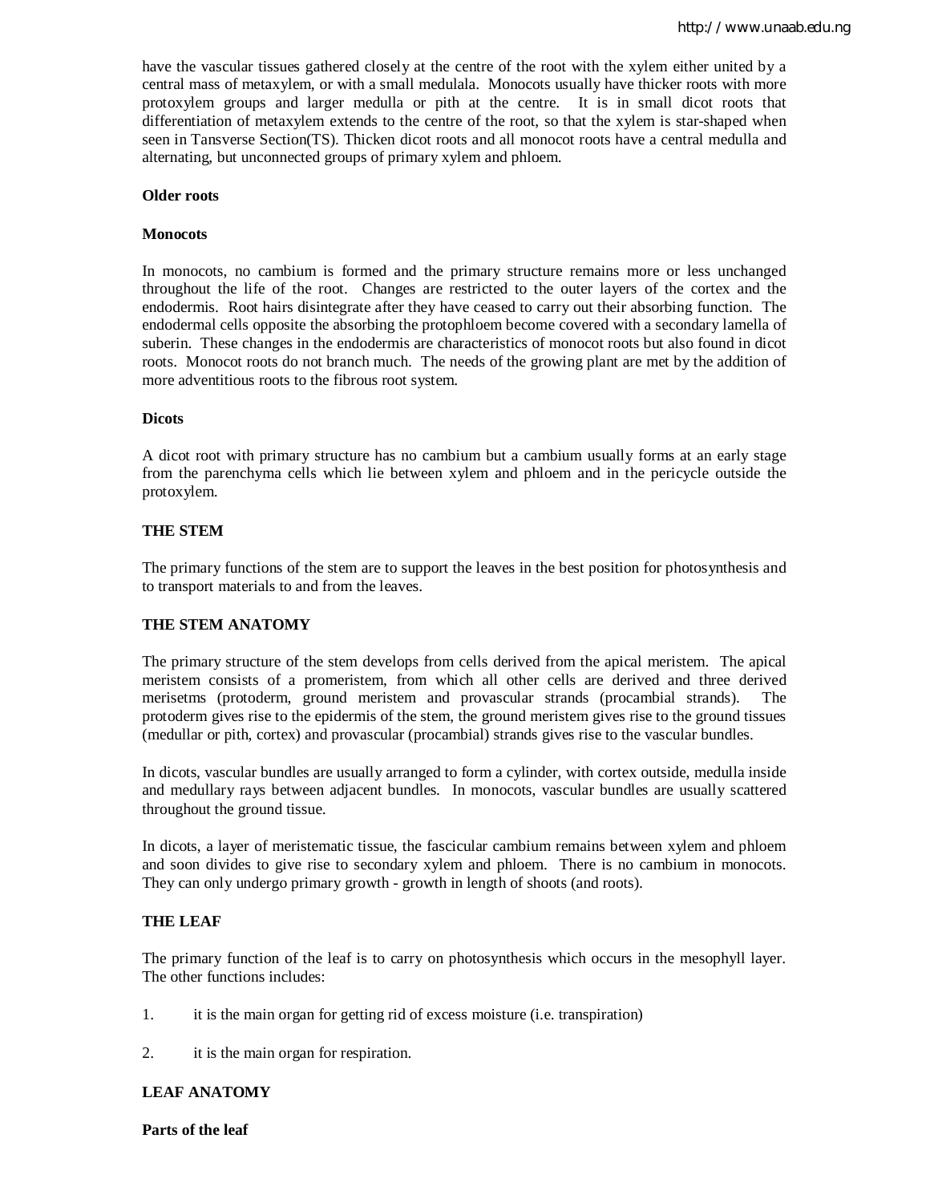have the vascular tissues gathered closely at the centre of the root with the xylem either united by a central mass of metaxylem, or with a small medulala. Monocots usually have thicker roots with more protoxylem groups and larger medulla or pith at the centre. It is in small dicot roots that differentiation of metaxylem extends to the centre of the root, so that the xylem is star-shaped when seen in Tansverse Section(TS). Thicken dicot roots and all monocot roots have a central medulla and alternating, but unconnected groups of primary xylem and phloem.

**Older roots**

**Monocots**

In monocots, no cambium is formed and the primary structure remains more or less unchanged throughout the life of the root. Changes are restricted to the outer layers of the cortex and the endodermis. Root hairs disintegrate after they have ceased to carry out their absorbing function. The endodermal cells opposite the absorbing the protophloem become covered with a secondary lamella of suberin. These changes in the endodermis are characteristics of monocot roots but also found in dicot roots. Monocot roots do not branch much. The needs of the growing plant are met by the addition of more adventitious roots to the fibrous root system.

**Dicots**

A dicot root with primary structure has no cambium but a cambium usually forms at an early stage from the parenchyma cells which lie between xylem and phloem and in the pericycle outside the protoxylem.

**THE STEM**

The primary functions of the stem are to support the leaves in the best position for photosynthesis and to transport materials to and from the leaves.

**THE STEM ANATOMY**

The primary structure of the stem develops from cells derived from the apical meristem. The apical meristem consists of a promeristem, from which all other cells are derived and three derived merisetms (protoderm, ground meristem and provascular strands (procambial strands). The protoderm gives rise to the epidermis of the stem, the ground meristem gives rise to the ground tissues (medullar or pith, cortex) and provascular (procambial) strands gives rise to the vascular bundles.

In dicots, vascular bundles are usually arranged to form a cylinder, with cortex outside, medulla inside and medullary rays between adjacent bundles. In monocots, vascular bundles are usually scattered throughout the ground tissue.

In dicots, a layer of meristematic tissue, the fascicular cambium remains between xylem and phloem and soon divides to give rise to secondary xylem and phloem. There is no cambium in monocots. They can only undergo primary growth - growth in length of shoots (and roots).

**THE LEAF**

The primary function of the leaf is to carry on photosynthesis which occurs in the mesophyll layer. The other functions includes:

1. it is the main organ for getting rid of excess moisture (i.e. transpiration)

2. it is the main organ for respiration.

**LEAF ANATOMY**

**Parts of the leaf**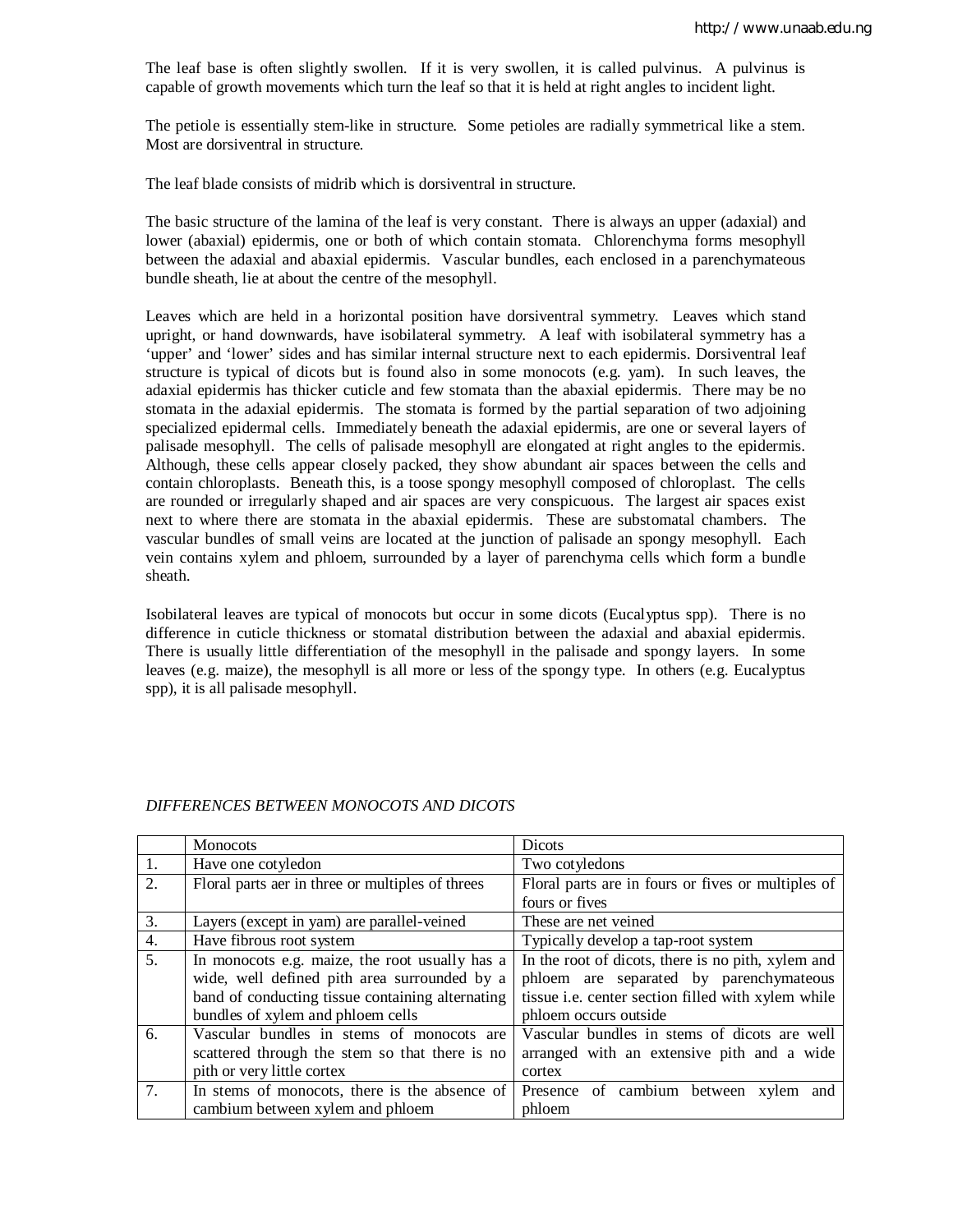The leaf base is often slightly swollen. If it is very swollen, it is called pulvinus. A pulvinus is capable of growth movements which turn the leaf so that it is held at right angles to incident light.

The petiole is essentially stem-like in structure. Some petioles are radially symmetrical like a stem. Most are dorsiventral in structure.

The leaf blade consists of midrib which is dorsiventral in structure.

The basic structure of the lamina of the leaf is very constant. There is always an upper (adaxial) and lower (abaxial) epidermis, one or both of which contain stomata. Chlorenchyma forms mesophyll between the adaxial and abaxial epidermis. Vascular bundles, each enclosed in a parenchymateous bundle sheath, lie at about the centre of the mesophyll.

Leaves which are held in a horizontal position have dorsiventral symmetry. Leaves which stand upright, or hand downwards, have isobilateral symmetry. A leaf with isobilateral symmetry has a 'upper' and 'lower' sides and has similar internal structure next to each epidermis. Dorsiventral leaf structure is typical of dicots but is found also in some monocots (e.g. yam). In such leaves, the adaxial epidermis has thicker cuticle and few stomata than the abaxial epidermis. There may be no stomata in the adaxial epidermis. The stomata is formed by the partial separation of two adjoining specialized epidermal cells. Immediately beneath the adaxial epidermis, are one or several layers of palisade mesophyll. The cells of palisade mesophyll are elongated at right angles to the epidermis. Although, these cells appear closely packed, they show abundant air spaces between the cells and contain chloroplasts. Beneath this, is a toose spongy mesophyll composed of chloroplast. The cells are rounded or irregularly shaped and air spaces are very conspicuous. The largest air spaces exist next to where there are stomata in the abaxial epidermis. These are substomatal chambers. The vascular bundles of small veins are located at the junction of palisade an spongy mesophyll. Each vein contains xylem and phloem, surrounded by a layer of parenchyma cells which form a bundle sheath.

Isobilateral leaves are typical of monocots but occur in some dicots (Eucalyptus spp). There is no difference in cuticle thickness or stomatal distribution between the adaxial and abaxial epidermis. There is usually little differentiation of the mesophyll in the palisade and spongy layers. In some leaves (e.g. maize), the mesophyll is all more or less of the spongy type. In others (e.g. Eucalyptus spp), it is all palisade mesophyll.

*DIFFERENCES BETWEEN MONOCOTS AND DICOTS*

| | Monocots | Dicots |
|---|---|---|
| 1. | Have one cotyledon | Two cotyledons |
| 2. | Floral parts aer in three or multiples of threes | Floral parts are in fours or fives or multiples of fours or fives |
| 3. | Layers (except in yam) are parallel-veined | These are net veined |
| 4. | Have fibrous root system | Typically develop a tap-root system |
| 5. | In monocots e.g. maize, the root usually has a wide, well defined pith area surrounded by a band of conducting tissue containing alternating bundles of xylem and phloem cells | In the root of dicots, there is no pith, xylem and phloem are separated by parenchymateous tissue i.e. center section filled with xylem while phloem occurs outside |
| 6. | Vascular bundles in stems of monocots are scattered through the stem so that there is no pith or very little cortex | Vascular bundles in stems of dicots are well arranged with an extensive pith and a wide cortex |
| 7. | In stems of monocots, there is the absence of cambium between xylem and phloem | Presence of cambium between xylem and phloem |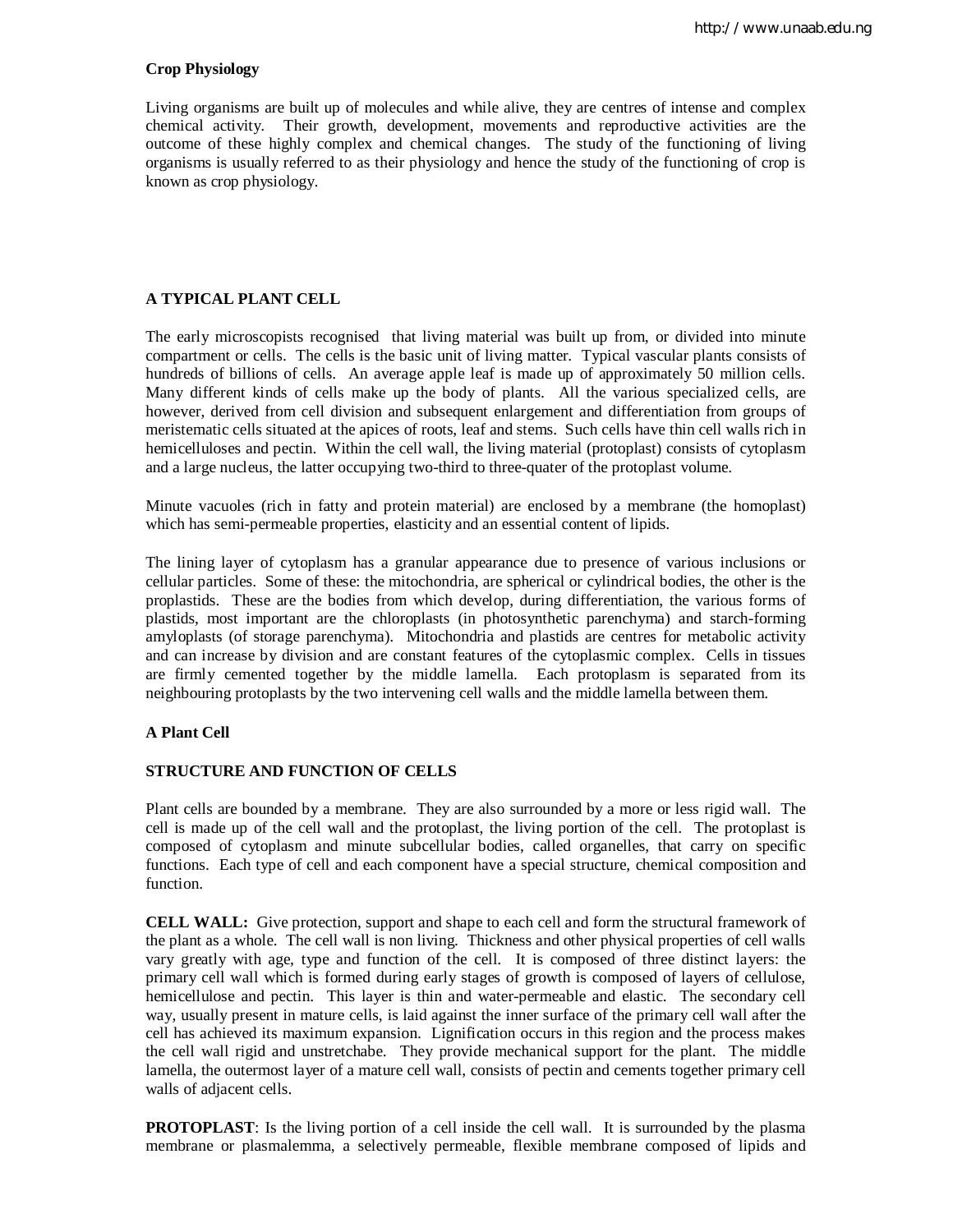**Crop Physiology**

Living organisms are built up of molecules and while alive, they are centres of intense and complex chemical activity. Their growth, development, movements and reproductive activities are the outcome of these highly complex and chemical changes. The study of the functioning of living organisms is usually referred to as their physiology and hence the study of the functioning of crop is known as crop physiology.

**A TYPICAL PLANT CELL**

The early microscopists recognised that living material was built up from, or divided into minute compartment or cells. The cells is the basic unit of living matter. Typical vascular plants consists of hundreds of billions of cells. An average apple leaf is made up of approximately 50 million cells. Many different kinds of cells make up the body of plants. All the various specialized cells, are however, derived from cell division and subsequent enlargement and differentiation from groups of meristematic cells situated at the apices of roots, leaf and stems. Such cells have thin cell walls rich in hemicelluloses and pectin. Within the cell wall, the living material (protoplast) consists of cytoplasm and a large nucleus, the latter occupying two-third to three-quater of the protoplast volume.

Minute vacuoles (rich in fatty and protein material) are enclosed by a membrane (the homoplast) which has semi-permeable properties, elasticity and an essential content of lipids.

The lining layer of cytoplasm has a granular appearance due to presence of various inclusions or cellular particles. Some of these: the mitochondria, are spherical or cylindrical bodies, the other is the proplastids. These are the bodies from which develop, during differentiation, the various forms of plastids, most important are the chloroplasts (in photosynthetic parenchyma) and starch-forming amyloplasts (of storage parenchyma). Mitochondria and plastids are centres for metabolic activity and can increase by division and are constant features of the cytoplasmic complex. Cells in tissues are firmly cemented together by the middle lamella. Each protoplasm is separated from its neighbouring protoplasts by the two intervening cell walls and the middle lamella between them.

**A Plant Cell**

**STRUCTURE AND FUNCTION OF CELLS**

Plant cells are bounded by a membrane. They are also surrounded by a more or less rigid wall. The cell is made up of the cell wall and the protoplast, the living portion of the cell. The protoplast is composed of cytoplasm and minute subcellular bodies, called organelles, that carry on specific functions. Each type of cell and each component have a special structure, chemical composition and function.

**CELL WALL:** Give protection, support and shape to each cell and form the structural framework of the plant as a whole. The cell wall is non living. Thickness and other physical properties of cell walls vary greatly with age, type and function of the cell. It is composed of three distinct layers: the primary cell wall which is formed during early stages of growth is composed of layers of cellulose, hemicellulose and pectin. This layer is thin and water-permeable and elastic. The secondary cell way, usually present in mature cells, is laid against the inner surface of the primary cell wall after the cell has achieved its maximum expansion. Lignification occurs in this region and the process makes the cell wall rigid and unstretchabe. They provide mechanical support for the plant. The middle lamella, the outermost layer of a mature cell wall, consists of pectin and cements together primary cell walls of adjacent cells.

**PROTOPLAST**: Is the living portion of a cell inside the cell wall. It is surrounded by the plasma membrane or plasmalemma, a selectively permeable, flexible membrane composed of lipids and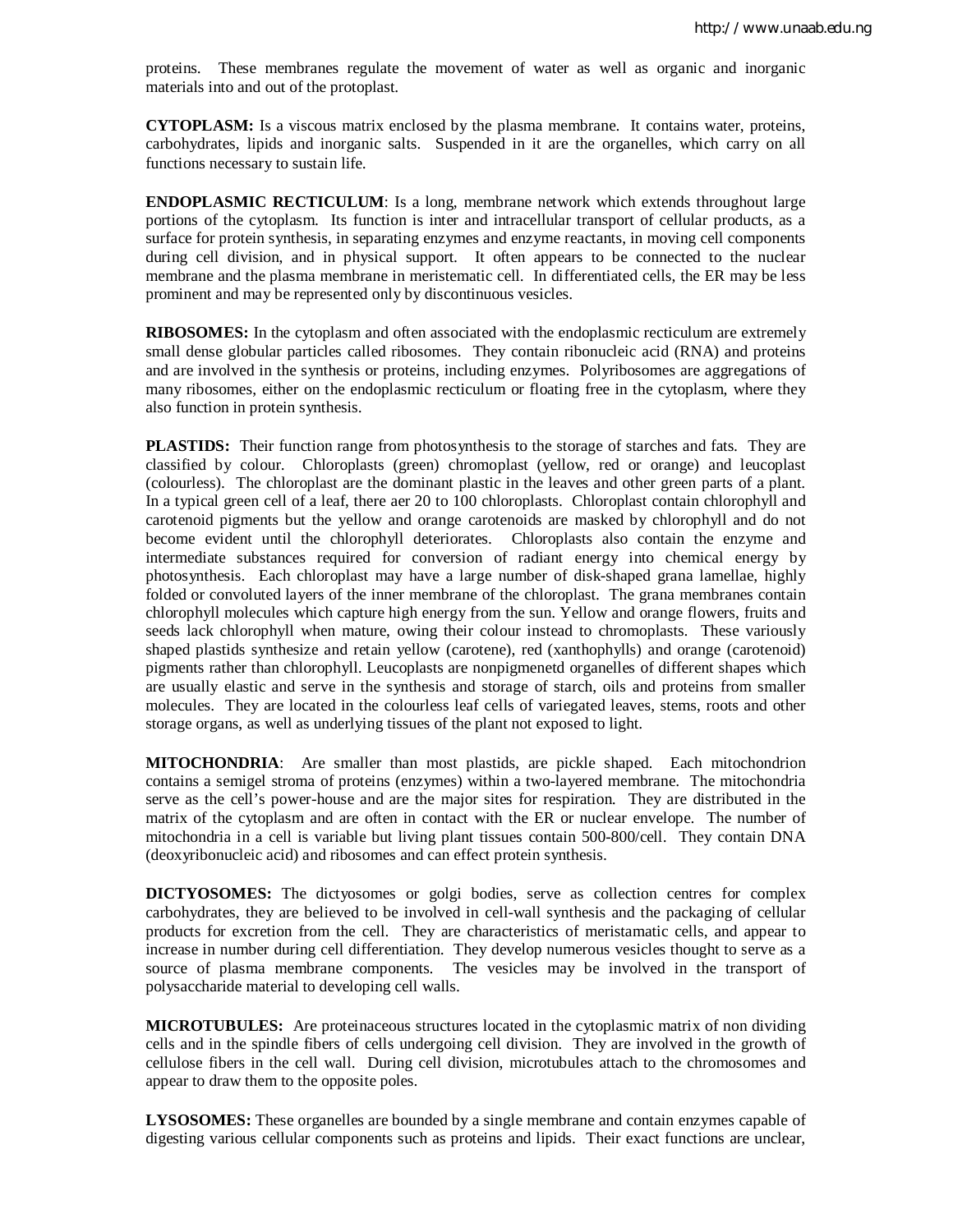proteins. These membranes regulate the movement of water as well as organic and inorganic materials into and out of the protoplast.

**CYTOPLASM:** Is a viscous matrix enclosed by the plasma membrane. It contains water, proteins, carbohydrates, lipids and inorganic salts. Suspended in it are the organelles, which carry on all functions necessary to sustain life.

**ENDOPLASMIC RECTICULUM**: Is a long, membrane network which extends throughout large portions of the cytoplasm. Its function is inter and intracellular transport of cellular products, as a surface for protein synthesis, in separating enzymes and enzyme reactants, in moving cell components during cell division, and in physical support. It often appears to be connected to the nuclear membrane and the plasma membrane in meristematic cell. In differentiated cells, the ER may be less prominent and may be represented only by discontinuous vesicles.

**RIBOSOMES:** In the cytoplasm and often associated with the endoplasmic recticulum are extremely small dense globular particles called ribosomes. They contain ribonucleic acid (RNA) and proteins and are involved in the synthesis or proteins, including enzymes. Polyribosomes are aggregations of many ribosomes, either on the endoplasmic recticulum or floating free in the cytoplasm, where they also function in protein synthesis.

**PLASTIDS:** Their function range from photosynthesis to the storage of starches and fats. They are classified by colour. Chloroplasts (green) chromoplast (yellow, red or orange) and leucoplast (colourless). The chloroplast are the dominant plastic in the leaves and other green parts of a plant. In a typical green cell of a leaf, there aer 20 to 100 chloroplasts. Chloroplast contain chlorophyll and carotenoid pigments but the yellow and orange carotenoids are masked by chlorophyll and do not become evident until the chlorophyll deteriorates. Chloroplasts also contain the enzyme and intermediate substances required for conversion of radiant energy into chemical energy by photosynthesis. Each chloroplast may have a large number of disk-shaped grana lamellae, highly folded or convoluted layers of the inner membrane of the chloroplast. The grana membranes contain chlorophyll molecules which capture high energy from the sun. Yellow and orange flowers, fruits and seeds lack chlorophyll when mature, owing their colour instead to chromoplasts. These variously shaped plastids synthesize and retain yellow (carotene), red (xanthophylls) and orange (carotenoid) pigments rather than chlorophyll. Leucoplasts are nonpigmenetd organelles of different shapes which are usually elastic and serve in the synthesis and storage of starch, oils and proteins from smaller molecules. They are located in the colourless leaf cells of variegated leaves, stems, roots and other storage organs, as well as underlying tissues of the plant not exposed to light.

**MITOCHONDRIA**: Are smaller than most plastids, are pickle shaped. Each mitochondrion contains a semigel stroma of proteins (enzymes) within a two-layered membrane. The mitochondria serve as the cell's power-house and are the major sites for respiration. They are distributed in the matrix of the cytoplasm and are often in contact with the ER or nuclear envelope. The number of mitochondria in a cell is variable but living plant tissues contain 500-800/cell. They contain DNA (deoxyribonucleic acid) and ribosomes and can effect protein synthesis.

**DICTYOSOMES:** The dictyosomes or golgi bodies, serve as collection centres for complex carbohydrates, they are believed to be involved in cell-wall synthesis and the packaging of cellular products for excretion from the cell. They are characteristics of meristamatic cells, and appear to increase in number during cell differentiation. They develop numerous vesicles thought to serve as a source of plasma membrane components. The vesicles may be involved in the transport of polysaccharide material to developing cell walls.

**MICROTUBULES:** Are proteinaceous structures located in the cytoplasmic matrix of non dividing cells and in the spindle fibers of cells undergoing cell division. They are involved in the growth of cellulose fibers in the cell wall. During cell division, microtubules attach to the chromosomes and appear to draw them to the opposite poles.

**LYSOSOMES:** These organelles are bounded by a single membrane and contain enzymes capable of digesting various cellular components such as proteins and lipids. Their exact functions are unclear,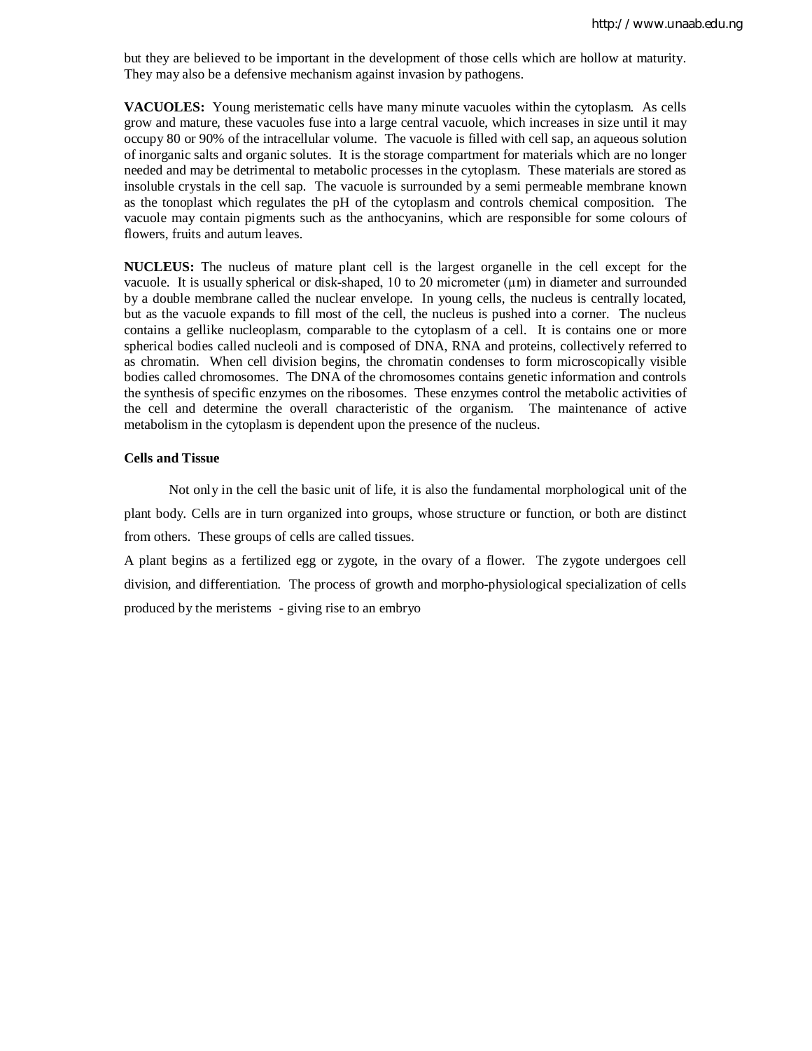but they are believed to be important in the development of those cells which are hollow at maturity. They may also be a defensive mechanism against invasion by pathogens.

**VACUOLES:** Young meristematic cells have many minute vacuoles within the cytoplasm. As cells grow and mature, these vacuoles fuse into a large central vacuole, which increases in size until it may occupy 80 or 90% of the intracellular volume. The vacuole is filled with cell sap, an aqueous solution of inorganic salts and organic solutes. It is the storage compartment for materials which are no longer needed and may be detrimental to metabolic processes in the cytoplasm. These materials are stored as insoluble crystals in the cell sap. The vacuole is surrounded by a semi permeable membrane known as the tonoplast which regulates the pH of the cytoplasm and controls chemical composition. The vacuole may contain pigments such as the anthocyanins, which are responsible for some colours of flowers, fruits and autum leaves.

**NUCLEUS:** The nucleus of mature plant cell is the largest organelle in the cell except for the vacuole. It is usually spherical or disk-shaped, 10 to 20 micrometer (µm) in diameter and surrounded by a double membrane called the nuclear envelope. In young cells, the nucleus is centrally located, but as the vacuole expands to fill most of the cell, the nucleus is pushed into a corner. The nucleus contains a gellike nucleoplasm, comparable to the cytoplasm of a cell. It is contains one or more spherical bodies called nucleoli and is composed of DNA, RNA and proteins, collectively referred to as chromatin. When cell division begins, the chromatin condenses to form microscopically visible bodies called chromosomes. The DNA of the chromosomes contains genetic information and controls the synthesis of specific enzymes on the ribosomes. These enzymes control the metabolic activities of the cell and determine the overall characteristic of the organism. The maintenance of active metabolism in the cytoplasm is dependent upon the presence of the nucleus.

**Cells and Tissue**

Not only in the cell the basic unit of life, it is also the fundamental morphological unit of the plant body. Cells are in turn organized into groups, whose structure or function, or both are distinct from others. These groups of cells are called tissues.

A plant begins as a fertilized egg or zygote, in the ovary of a flower. The zygote undergoes cell division, and differentiation. The process of growth and morpho-physiological specialization of cells produced by the meristems - giving rise to an embryo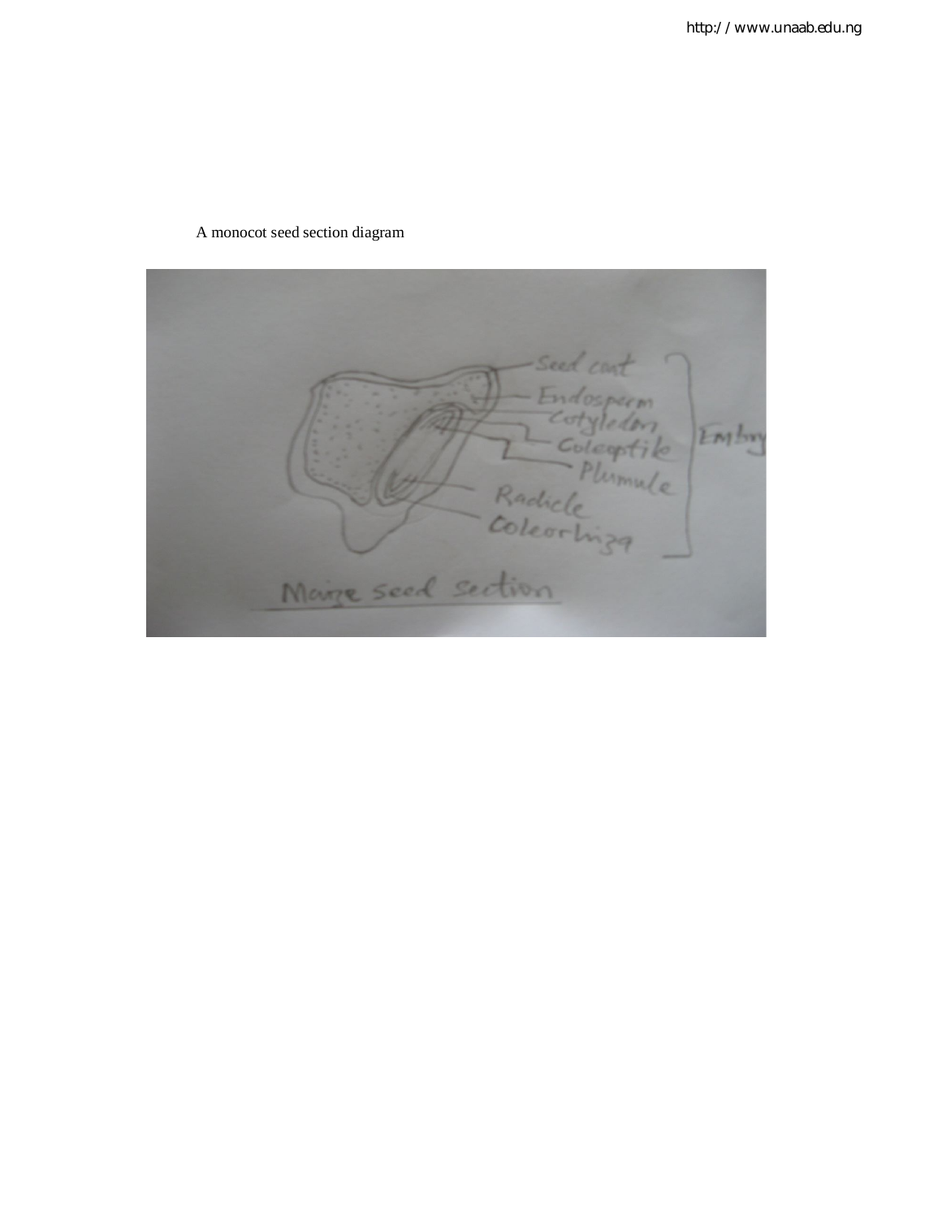A monocot seed section diagram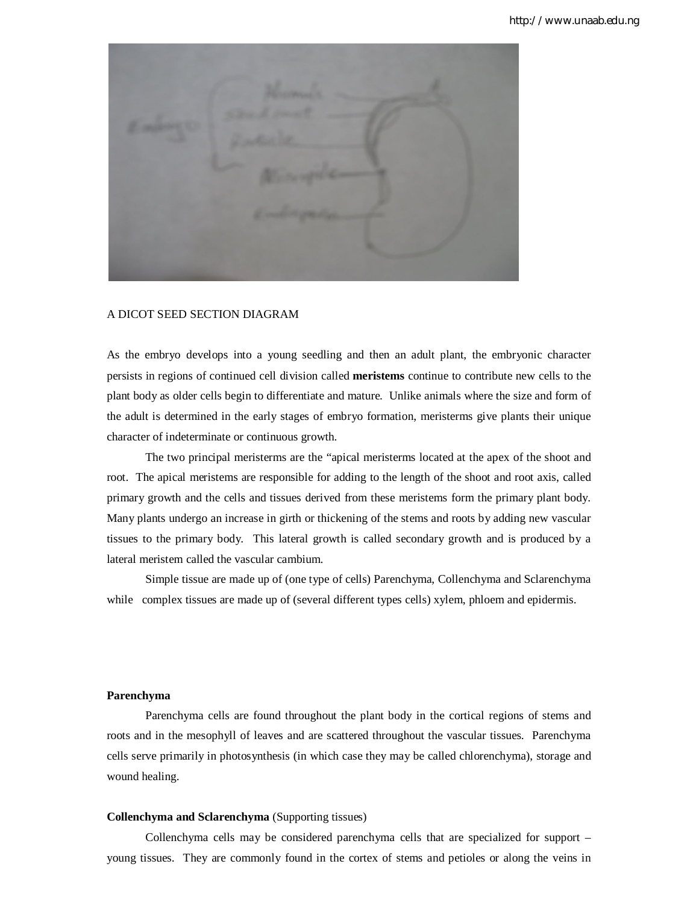A DICOT SEED SECTION DIAGRAM

As the embryo develops into a young seedling and then an adult plant, the embryonic character persists in regions of continued cell division called **meristems** continue to contribute new cells to the plant body as older cells begin to differentiate and mature. Unlike animals where the size and form of the adult is determined in the early stages of embryo formation, meristerms give plants their unique character of indeterminate or continuous growth.

The two principal meristerms are the "apical meristerms located at the apex of the shoot and root. The apical meristems are responsible for adding to the length of the shoot and root axis, called primary growth and the cells and tissues derived from these meristems form the primary plant body. Many plants undergo an increase in girth or thickening of the stems and roots by adding new vascular tissues to the primary body. This lateral growth is called secondary growth and is produced by a lateral meristem called the vascular cambium.

Simple tissue are made up of (one type of cells) Parenchyma, Collenchyma and Sclarenchyma while complex tissues are made up of (several different types cells) xylem, phloem and epidermis.

**Parenchyma**

Parenchyma cells are found throughout the plant body in the cortical regions of stems and roots and in the mesophyll of leaves and are scattered throughout the vascular tissues. Parenchyma cells serve primarily in photosynthesis (in which case they may be called chlorenchyma), storage and wound healing.

**Collenchyma and Sclarenchyma** (Supporting tissues)

Collenchyma cells may be considered parenchyma cells that are specialized for support – young tissues. They are commonly found in the cortex of stems and petioles or along the veins in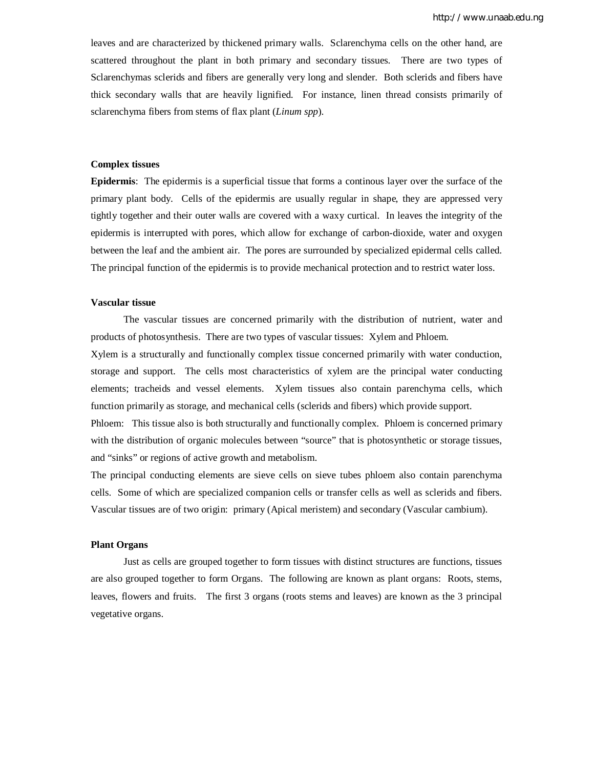leaves and are characterized by thickened primary walls. Sclarenchyma cells on the other hand, are scattered throughout the plant in both primary and secondary tissues. There are two types of Sclarenchymas sclerids and fibers are generally very long and slender. Both sclerids and fibers have thick secondary walls that are heavily lignified. For instance, linen thread consists primarily of sclarenchyma fibers from stems of flax plant (*Linum spp*).

### Complex tissues

**Epidermis**: The epidermis is a superficial tissue that forms a continous layer over the surface of the primary plant body. Cells of the epidermis are usually regular in shape, they are appressed very tightly together and their outer walls are covered with a waxy curtical. In leaves the integrity of the epidermis is interrupted with pores, which allow for exchange of carbon-dioxide, water and oxygen between the leaf and the ambient air. The pores are surrounded by specialized epidermal cells called. The principal function of the epidermis is to provide mechanical protection and to restrict water loss.

### Vascular tissue

The vascular tissues are concerned primarily with the distribution of nutrient, water and products of photosynthesis. There are two types of vascular tissues: Xylem and Phloem.

Xylem is a structurally and functionally complex tissue concerned primarily with water conduction, storage and support. The cells most characteristics of xylem are the principal water conducting elements; tracheids and vessel elements. Xylem tissues also contain parenchyma cells, which function primarily as storage, and mechanical cells (sclerids and fibers) which provide support.

Phloem: This tissue also is both structurally and functionally complex. Phloem is concerned primary with the distribution of organic molecules between "source" that is photosynthetic or storage tissues, and "sinks" or regions of active growth and metabolism.

The principal conducting elements are sieve cells on sieve tubes phloem also contain parenchyma cells. Some of which are specialized companion cells or transfer cells as well as sclerids and fibers. Vascular tissues are of two origin: primary (Apical meristem) and secondary (Vascular cambium).

### Plant Organs

Just as cells are grouped together to form tissues with distinct structures are functions, tissues are also grouped together to form Organs. The following are known as plant organs: Roots, stems, leaves, flowers and fruits. The first 3 organs (roots stems and leaves) are known as the 3 principal vegetative organs.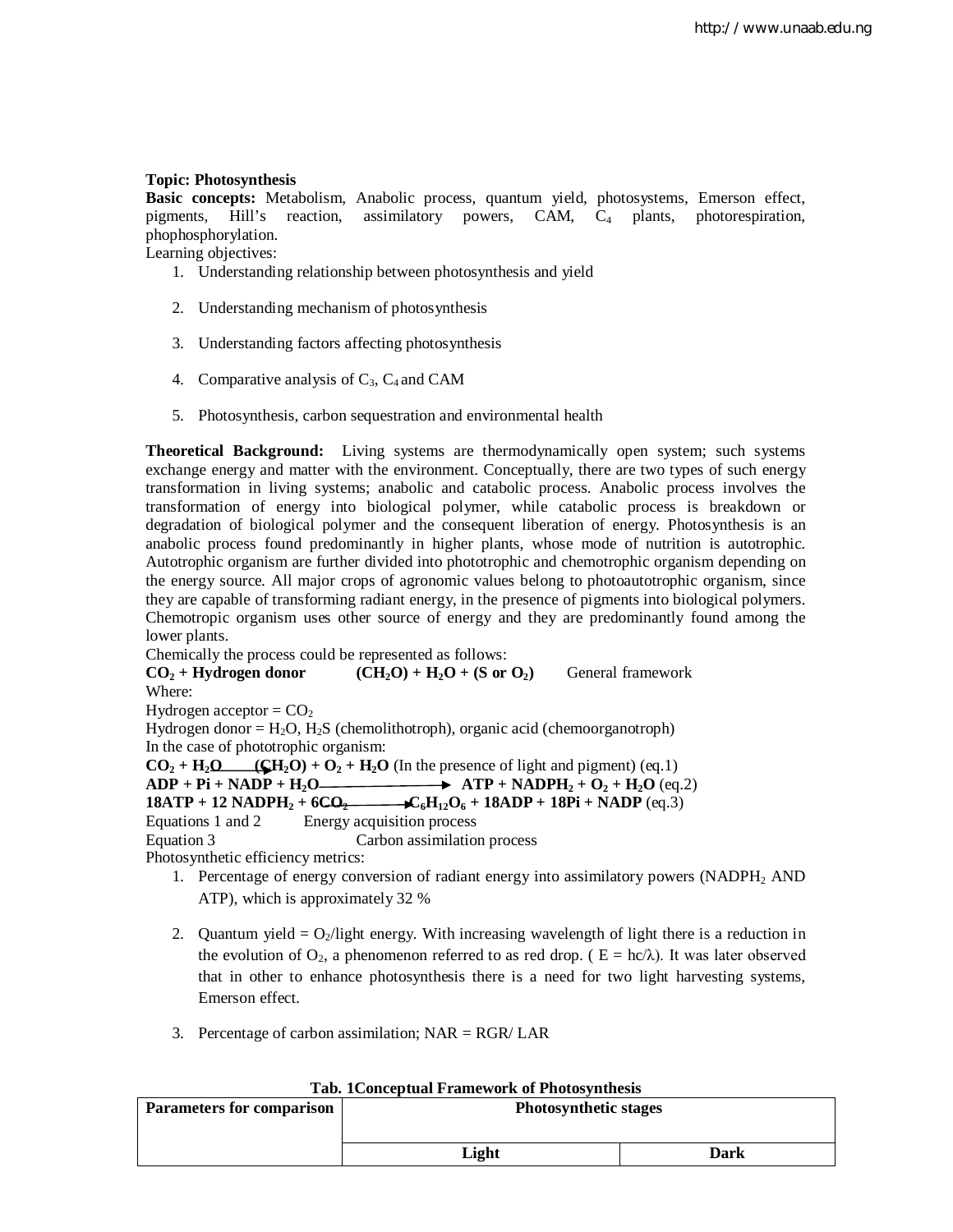**Topic: Photosynthesis**

**Basic concepts:** Metabolism, Anabolic process, quantum yield, photosystems, Emerson effect, pigments, Hill's reaction, assimilatory powers, CAM, $C_4$ plants, photorespiration, phophosphorylation.

Learning objectives:

1. Understanding relationship between photosynthesis and yield
2. Understanding mechanism of photosynthesis
3. Understanding factors affecting photosynthesis
4. Comparative analysis of $C_3$, $C_4$ and CAM
5. Photosynthesis, carbon sequestration and environmental health

**Theoretical Background:** Living systems are thermodynamically open system; such systems exchange energy and matter with the environment. Conceptually, there are two types of such energy transformation in living systems; anabolic and catabolic process. Anabolic process involves the transformation of energy into biological polymer, while catabolic process is breakdown or degradation of biological polymer and the consequent liberation of energy. Photosynthesis is an anabolic process found predominantly in higher plants, whose mode of nutrition is autotrophic. Autotrophic organism are further divided into phototrophic and chemotrophic organism depending on the energy source. All major crops of agronomic values belong to photoautotrophic organism, since they are capable of transforming radiant energy, in the presence of pigments into biological polymers. Chemotropic organism uses other source of energy and they are predominantly found among the lower plants.

Chemically the process could be represented as follows:

**$CO_2$ + Hydrogen donor** **$(CH_2O) + H_2O + (S \text{ or } O_2)$** General framework

Where:

Hydrogen acceptor = $CO_2$

Hydrogen donor = $H_2O$, $H_2S$ (chemolithothroph), organic acid (chemoorganotroph)

In the case of phototrophic organism:

**$CO_2 + H_2O \rightarrow (CH_2O) + O_2 + H_2O$** (In the presence of light and pigment) (eq.1)

**$ADP + Pi + NADP + H_2O \rightarrow ATP + NADPH_2 + O_2 + H_2O$** (eq.2)

**$18ATP + 12\ NADPH_2 + 6CO_2 \rightarrow C_6H_{12}O_6 + 18ADP + 18Pi + NADP$** (eq.3)

Equations 1 and 2 Energy acquisition process

Equation 3 Carbon assimilation process

Photosynthetic efficiency metrics:

1. Percentage of energy conversion of radiant energy into assimilatory powers ($NADPH_2$ AND ATP), which is approximately 32 %
2. Quantum yield = $O_2$/light energy. With increasing wavelength of light there is a reduction in the evolution of $O_2$, a phenomenon referred to as red drop. ( $E = hc/\lambda$). It was later observed that in other to enhance photosynthesis there is a need for two light harvesting systems, Emerson effect.
3. Percentage of carbon assimilation; NAR = RGR/ LAR

**Tab. 1Conceptual Framework of Photosynthesis**

| Parameters for comparison | Photosynthetic stages | |
|---|---|---|
| | **Light** | **Dark** |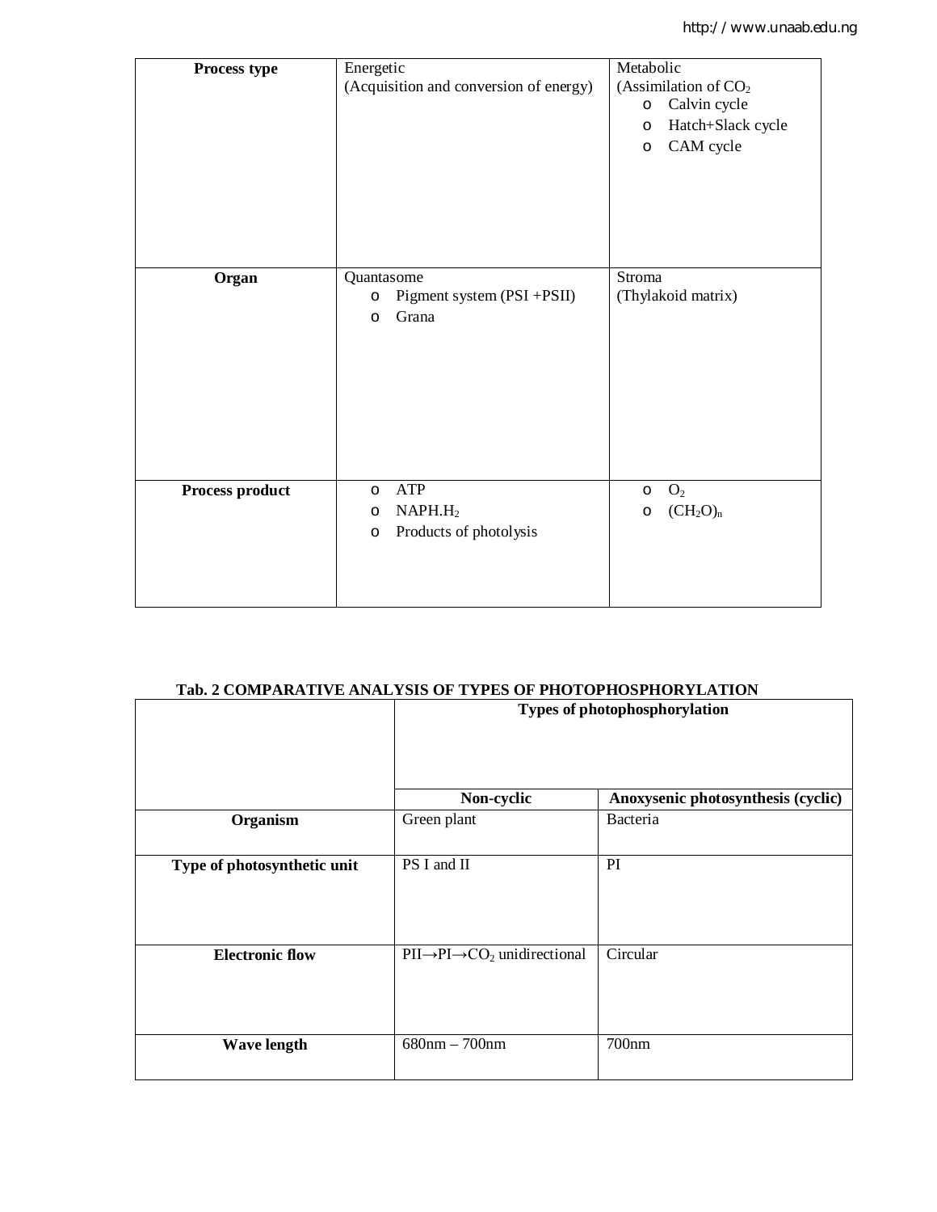| Process type | Energetic (Acquisition and conversion of energy) | Metabolic (Assimilation of $CO_2$ <br> o Calvin cycle <br> o Hatch+Slack cycle <br> o CAM cycle |
|---|---|---|
| **Organ** | Quantasome <br> o Pigment system (PSI +PSII) <br> o Grana | Stroma (Thylakoid matrix) |
| **Process product** | o ATP <br> o $NAPH.H_2$ <br> o Products of photolysis | o $O_2$ <br> o $(CH_2O)_n$ |

**Tab. 2 COMPARATIVE ANALYSIS OF TYPES OF PHOTOPHOSPHORYLATION**

| | Types of photophosphorylation | |
|---|---|---|
| | **Non-cyclic** | **Anoxysenic photosynthesis (cyclic)** |
| **Organism** | Green plant | Bacteria |
| **Type of photosynthetic unit** | PS I and II | PI |
| **Electronic flow** | PII→PI→$CO_2$ unidirectional | Circular |
| **Wave length** | 680nm – 700nm | 700nm |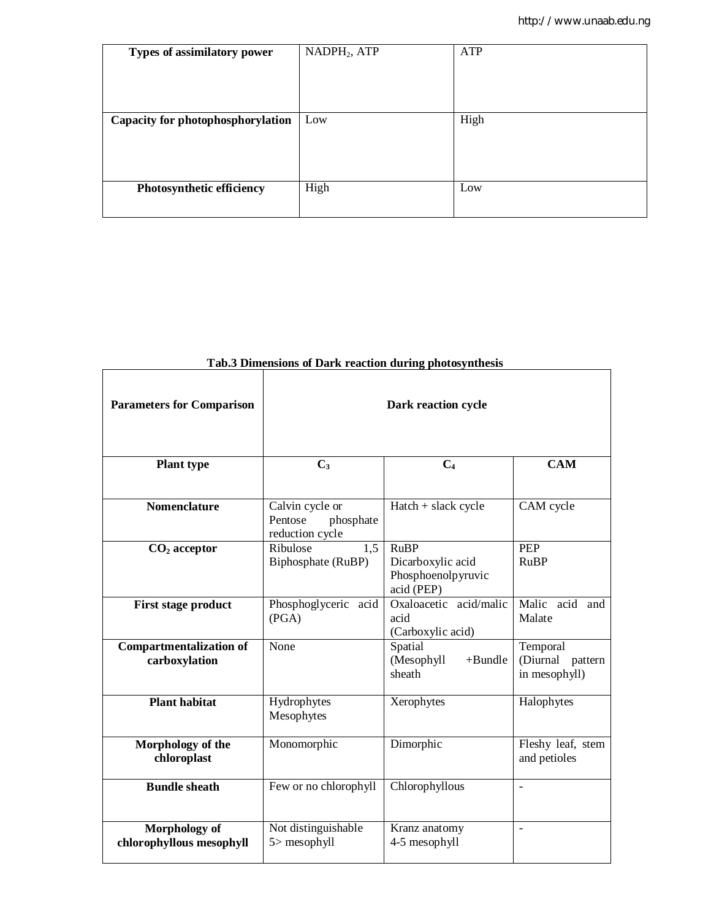| Types of assimilatory power | $NADPH_2$, ATP | ATP |
|---|---|---|
| Capacity for photophosphorylation | Low | High |
| Photosynthetic efficiency | High | Low |

**Tab.3 Dimensions of Dark reaction during photosynthesis**

| Parameters for Comparison | Dark reaction cycle | | |
|---|---|---|---|
| **Plant type** | $C_3$ | $C_4$ | CAM |
| **Nomenclature** | Calvin cycle or Pentose phosphate reduction cycle | Hatch + slack cycle | CAM cycle |
| $CO_2$ **acceptor** | Ribulose 1,5 Biphosphate (RuBP) | RuBP Dicarboxylic acid Phosphoenolpyruvic acid (PEP) | PEP RuBP |
| **First stage product** | Phosphoglyceric acid (PGA) | Oxaloacetic acid/malic acid (Carboxylic acid) | Malic acid and Malate |
| **Compartmentalization of carboxylation** | None | Spatial (Mesophyll +Bundle sheath | Temporal (Diurnal pattern in mesophyll) |
| **Plant habitat** | Hydrophytes Mesophytes | Xerophytes | Halophytes |
| **Morphology of the chloroplast** | Monomorphic | Dimorphic | Fleshy leaf, stem and petioles |
| **Bundle sheath** | Few or no chlorophyll | Chlorophyllous | - |
| **Morphology of chlorophyllous mesophyll** | Not distinguishable 5> mesophyll | Kranz anatomy 4-5 mesophyll | - |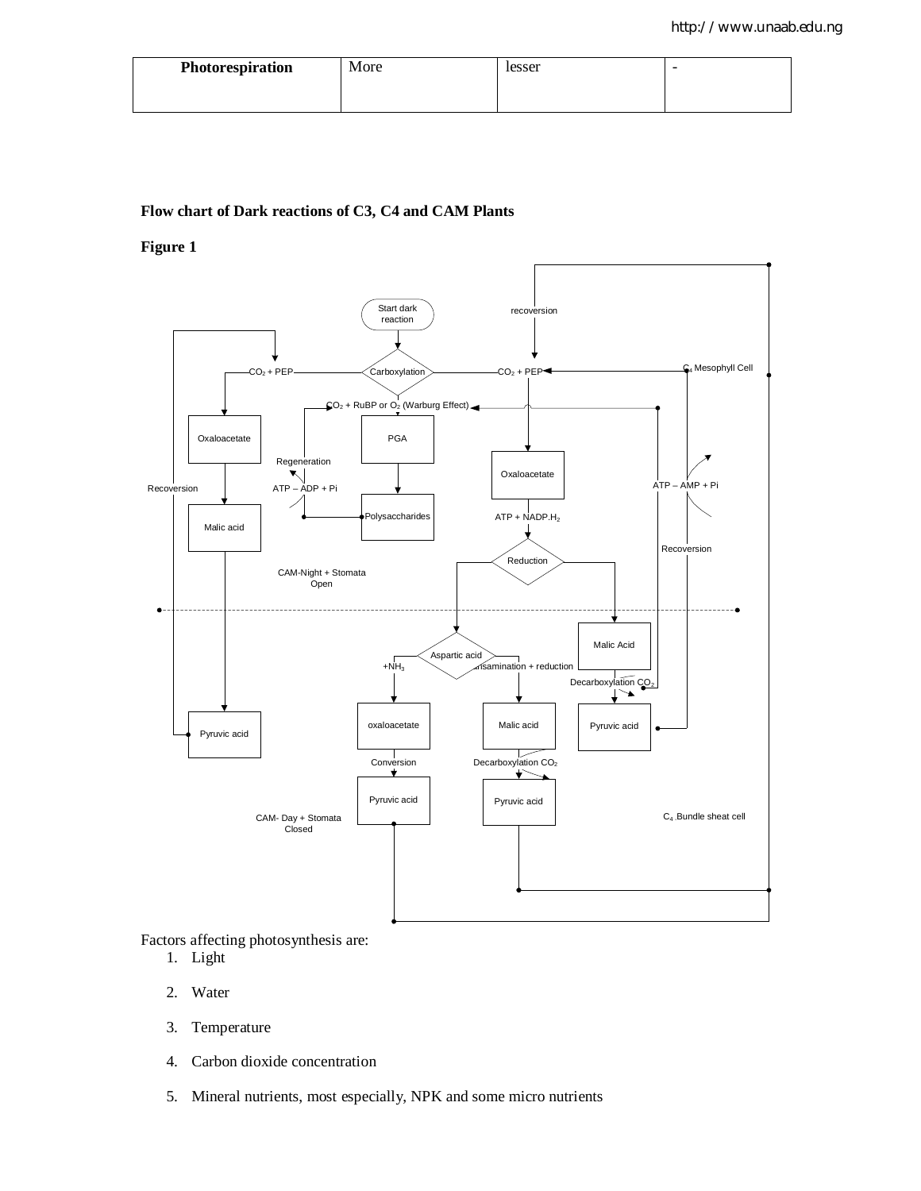| Photoresipration | More | lesser | - |
|---|---|---|---|

**Flow chart of Dark reactions of C3, C4 and CAM Plants**

**Figure 1**

Start dark reaction

Carboxylation

$CO_2$ + PEP

$CO_2$ + PEP

$CO_2$ + RuBP or $O_2$ (Warburg Effect)

recoversion

$C_4$ Mesophyll Cell

Oxaloacetate

PGA

Regeneration

ATP – ADP + Pi

Polysaccharides

Recoversion

Malic acid

Oxaloacetate

ATP + NADP.$H_2$

Reduction

ATP – AMP + Pi

Recoversion

CAM-Night + Stomata Open

Aspartic acid

+$NH_3$

Transamination + reduction

Malic Acid

Decarboxylation $CO_2$

Pyruvic acid

Pyruvic acid

oxaloacetate

Malic acid

Conversion

Decarboxylation $CO_2$

Pyruvic acid

Pyruvic acid

CAM- Day + Stomata Closed

$C_4$ Bundle sheat cell

Factors affecting photosynthesis are:

1. Light
2. Water
3. Temperature
4. Carbon dioxide concentration
5. Mineral nutrients, most especially, NPK and some micro nutrients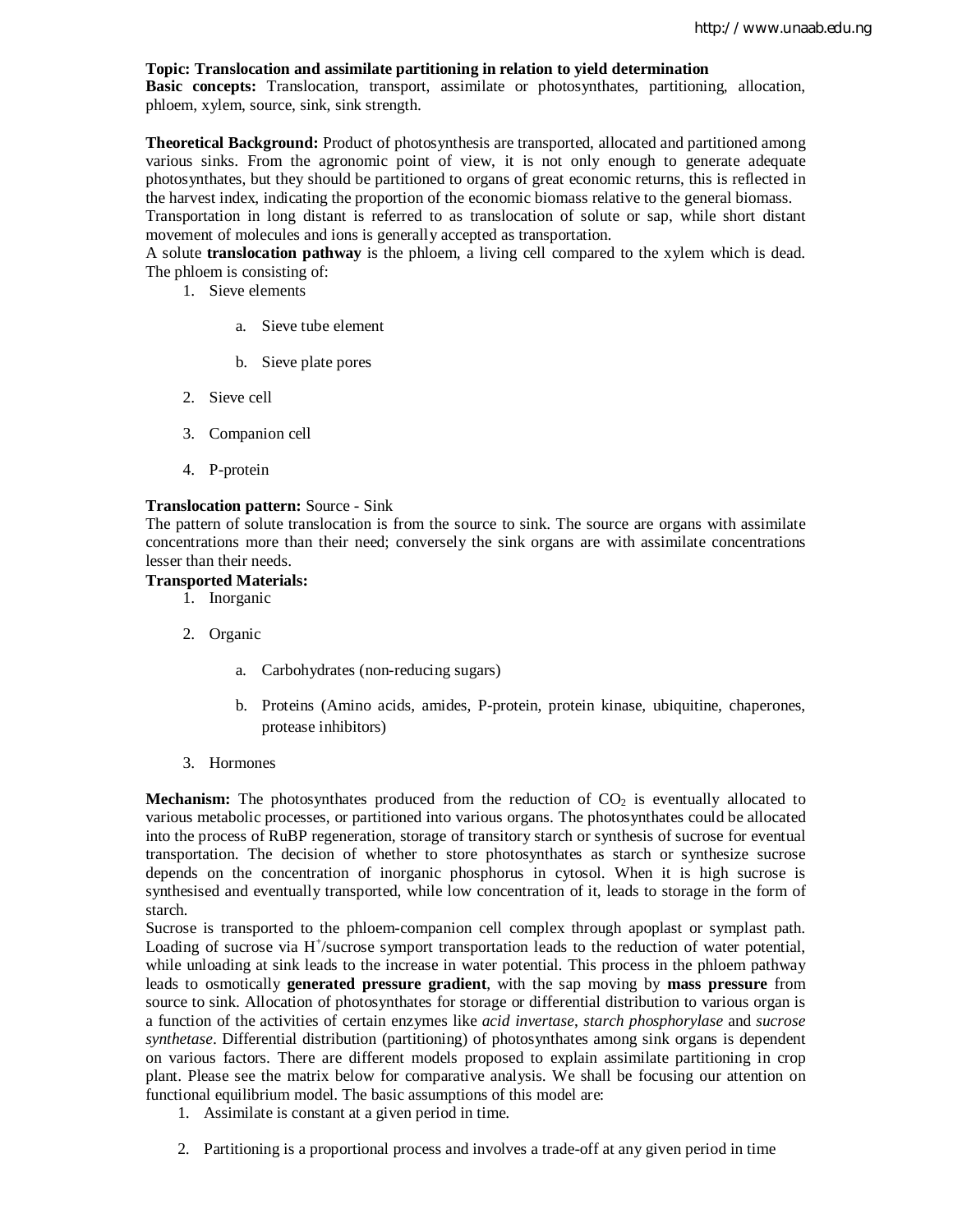**Topic: Translocation and assimilate partitioning in relation to yield determination**

**Basic concepts:** Translocation, transport, assimilate or photosynthates, partitioning, allocation, phloem, xylem, source, sink, sink strength.

**Theoretical Background:** Product of photosynthesis are transported, allocated and partitioned among various sinks. From the agronomic point of view, it is not only enough to generate adequate photosynthates, but they should be partitioned to organs of great economic returns, this is reflected in the harvest index, indicating the proportion of the economic biomass relative to the general biomass.

Transportation in long distant is referred to as translocation of solute or sap, while short distant movement of molecules and ions is generally accepted as transportation.

A solute **translocation pathway** is the phloem, a living cell compared to the xylem which is dead. The phloem is consisting of:

1. Sieve elements
    a. Sieve tube element
    b. Sieve plate pores
2. Sieve cell
3. Companion cell
4. P-protein

**Translocation pattern:** Source - Sink

The pattern of solute translocation is from the source to sink. The source are organs with assimilate concentrations more than their need; conversely the sink organs are with assimilate concentrations lesser than their needs.

**Transported Materials:**

1. Inorganic
2. Organic
    a. Carbohydrates (non-reducing sugars)
    b. Proteins (Amino acids, amides, P-protein, protein kinase, ubiquitine, chaperones, protease inhibitors)
3. Hormones

**Mechanism:** The photosynthates produced from the reduction of $CO_2$ is eventually allocated to various metabolic processes, or partitioned into various organs. The photosynthates could be allocated into the process of RuBP regeneration, storage of transitory starch or synthesis of sucrose for eventual transportation. The decision of whether to store photosynthates as starch or synthesize sucrose depends on the concentration of inorganic phosphorus in cytosol. When it is high sucrose is synthesised and eventually transported, while low concentration of it, leads to storage in the form of starch.

Sucrose is transported to the phloem-companion cell complex through apoplast or symplast path. Loading of sucrose via $H^+$/sucrose symport transportation leads to the reduction of water potential, while unloading at sink leads to the increase in water potential. This process in the phloem pathway leads to osmotically **generated pressure gradient**, with the sap moving by **mass pressure** from source to sink. Allocation of photosynthates for storage or differential distribution to various organ is a function of the activities of certain enzymes like *acid invertase*, *starch phosphorylase* and *sucrose synthetase*. Differential distribution (partitioning) of photosynthates among sink organs is dependent on various factors. There are different models proposed to explain assimilate partitioning in crop plant. Please see the matrix below for comparative analysis. We shall be focusing our attention on functional equilibrium model. The basic assumptions of this model are:

1. Assimilate is constant at a given period in time.
2. Partitioning is a proportional process and involves a trade-off at any given period in time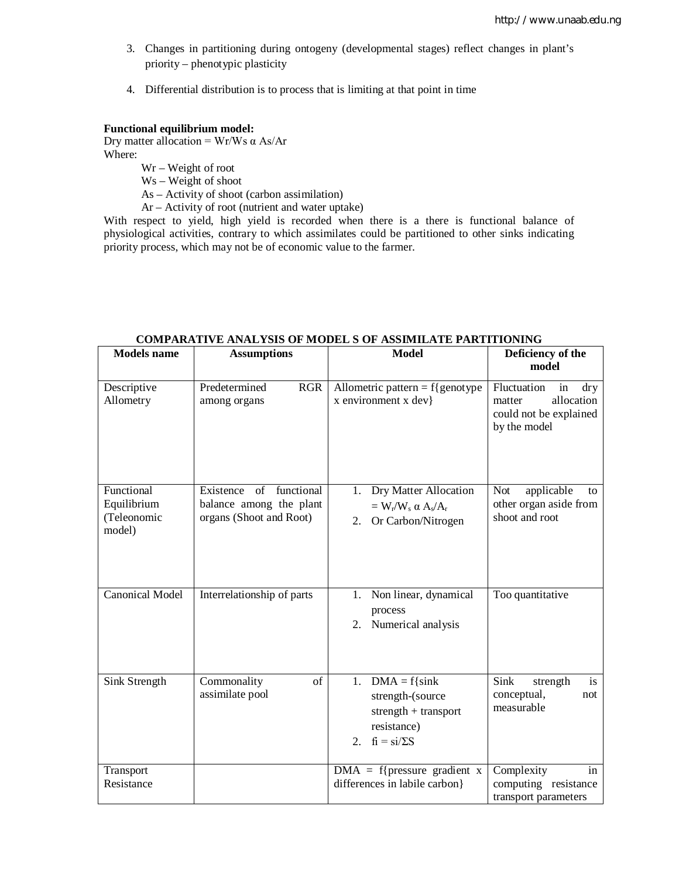3. Changes in partitioning during ontogeny (developmental stages) reflect changes in plant's priority – phenotypic plasticity

4. Differential distribution is to process that is limiting at that point in time

**Functional equilibrium model:**
Dry matter allocation = $W_r/W_s \alpha A_s/A_r$
Where:

$W_r$ – Weight of root
$W_s$ – Weight of shoot
$A_s$ – Activity of shoot (carbon assimilation)
$A_r$ – Activity of root (nutrient and water uptake)

With respect to yield, high yield is recorded when there is a there is functional balance of physiological activities, contrary to which assimilates could be partitioned to other sinks indicating priority process, which may not be of economic value to the farmer.

**COMPARATIVE ANALYSIS OF MODEL S OF ASSIMILATE PARTITIONING**

| Models name | Assumptions | Model | Deficiency of the model |
|---|---|---|---|
| Descriptive Allometry | Predetermined RGR among organs | Allometric pattern = f{genotype x environment x dev} | Fluctuation in dry matter allocation could not be explained by the model |
| Functional Equilibrium (Teleonomic model) | Existence of functional balance among the plant organs (Shoot and Root) | 1. Dry Matter Allocation = $W_r/W_s \alpha A_s/A_r$ 2. Or Carbon/Nitrogen | Not applicable to other organ aside from shoot and root |
| Canonical Model | Interrelationship of parts | 1. Non linear, dynamical process 2. Numerical analysis | Too quantitative |
| Sink Strength | Commonality of assimilate pool | 1. DMA = f{sink strength-(source strength + transport resistance) 2. $f_i = s_i/\Sigma S$ | Sink strength is conceptual, not measurable |
| Transport Resistance | | DMA = f{pressure gradient x differences in labile carbon} | Complexity in computing resistance transport parameters |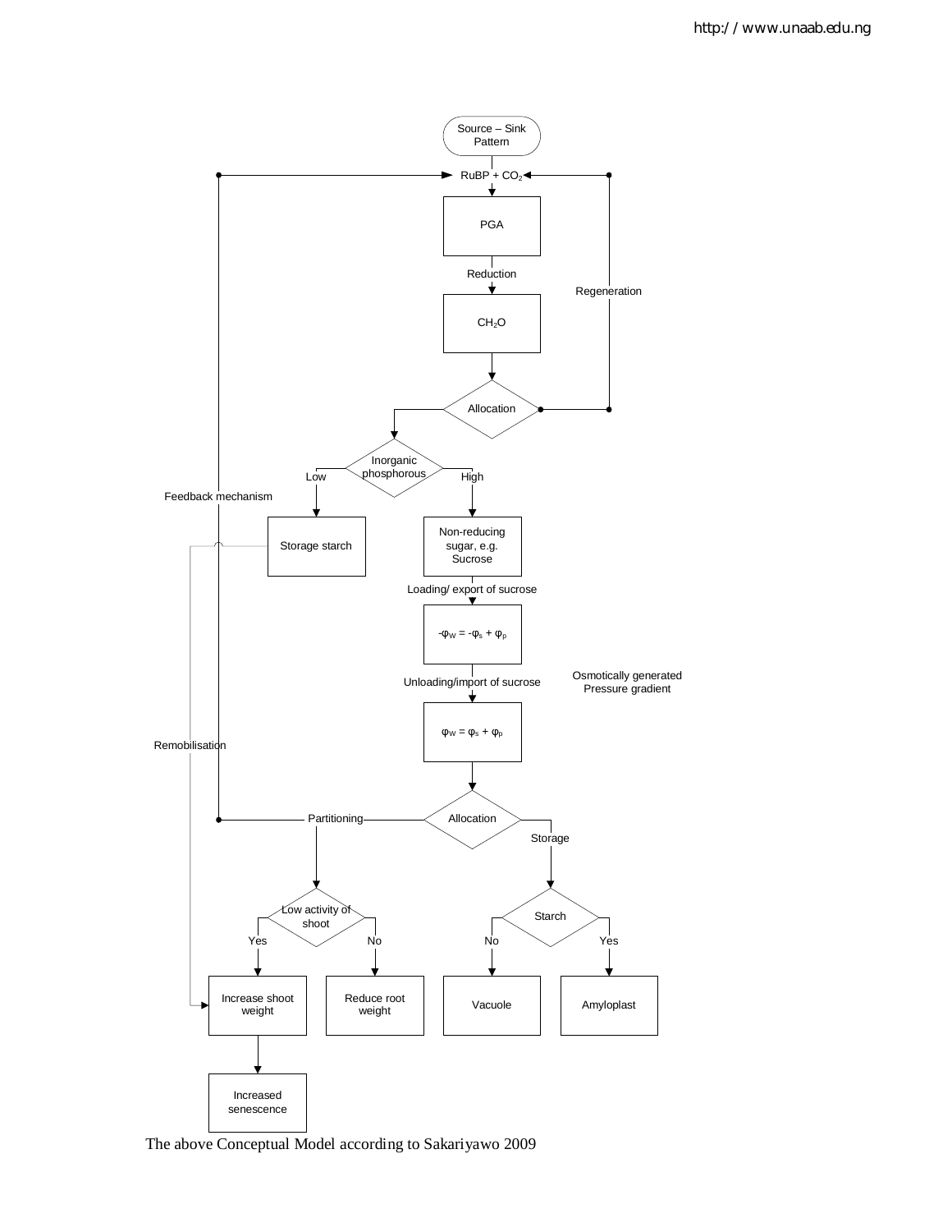Source – Sink Pattern

RuBP + $CO_2$

PGA

Reduction

$CH_2O$

Regeneration

Allocation

Inorganic phosphorous

Low

High

Feedback mechanism

Storage starch

Non-reducing sugar, e.g. Sucrose

Loading/ export of sucrose

$-\varphi_W = -\varphi_s + \varphi_p$

Unloading/import of sucrose

Osmotically generated Pressure gradient

$\varphi_W = \varphi_s + \varphi_p$

Remobilisation

Partitioning

Allocation

Storage

Low activity of shoot

Yes

No

Starch

No

Yes

Increase shoot weight

Reduce root weight

Vacuole

Amyloplast

Increased senescence

The above Conceptual Model according to Sakariyawo 2009